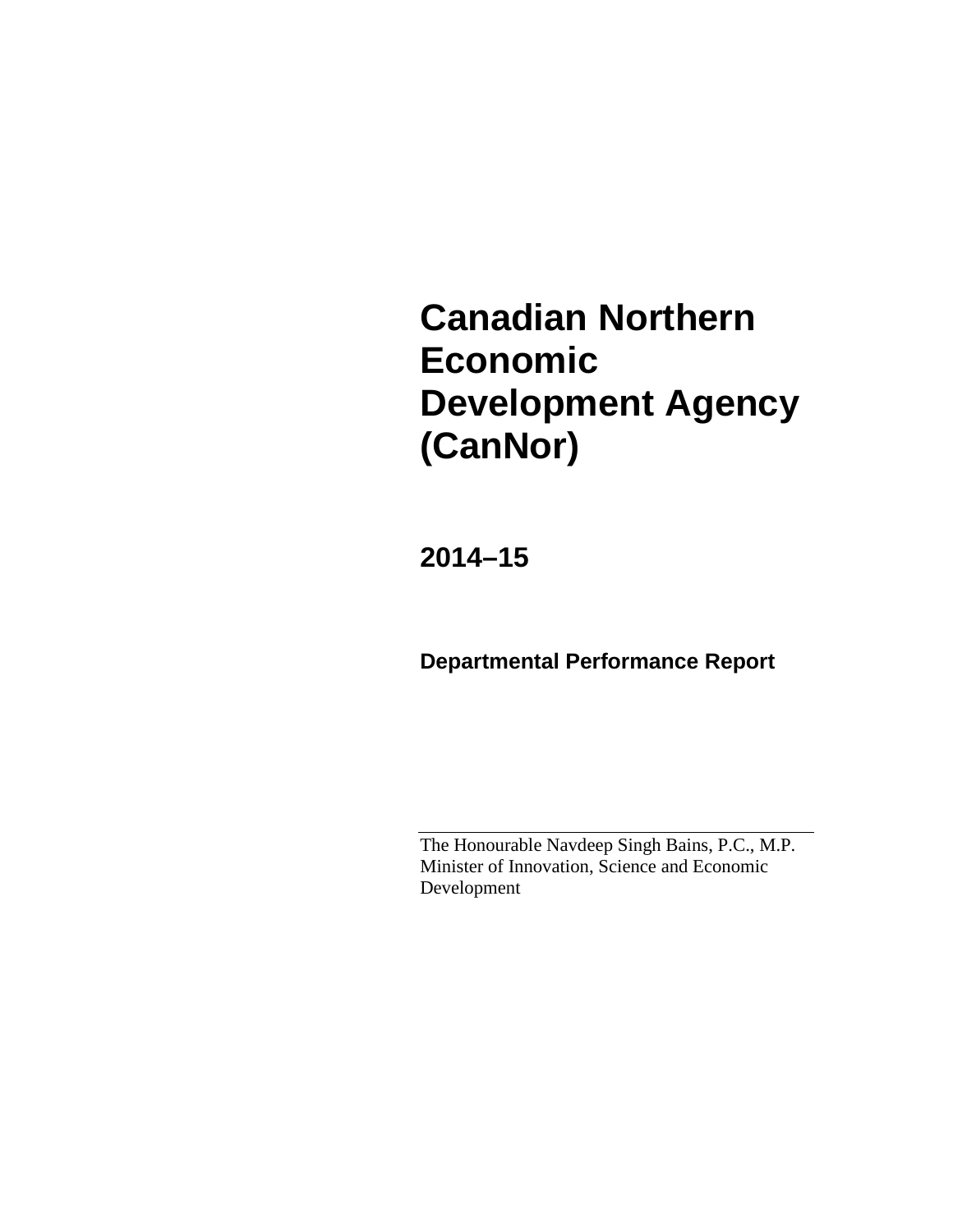# Canadian Northern Economic Development Agency (CanNor)

## 2014–15

### Departmental Performance Report

---

The Honourable Navdeep Singh Bains, P.C., M.P.
Minister of Innovation, Science and Economic Development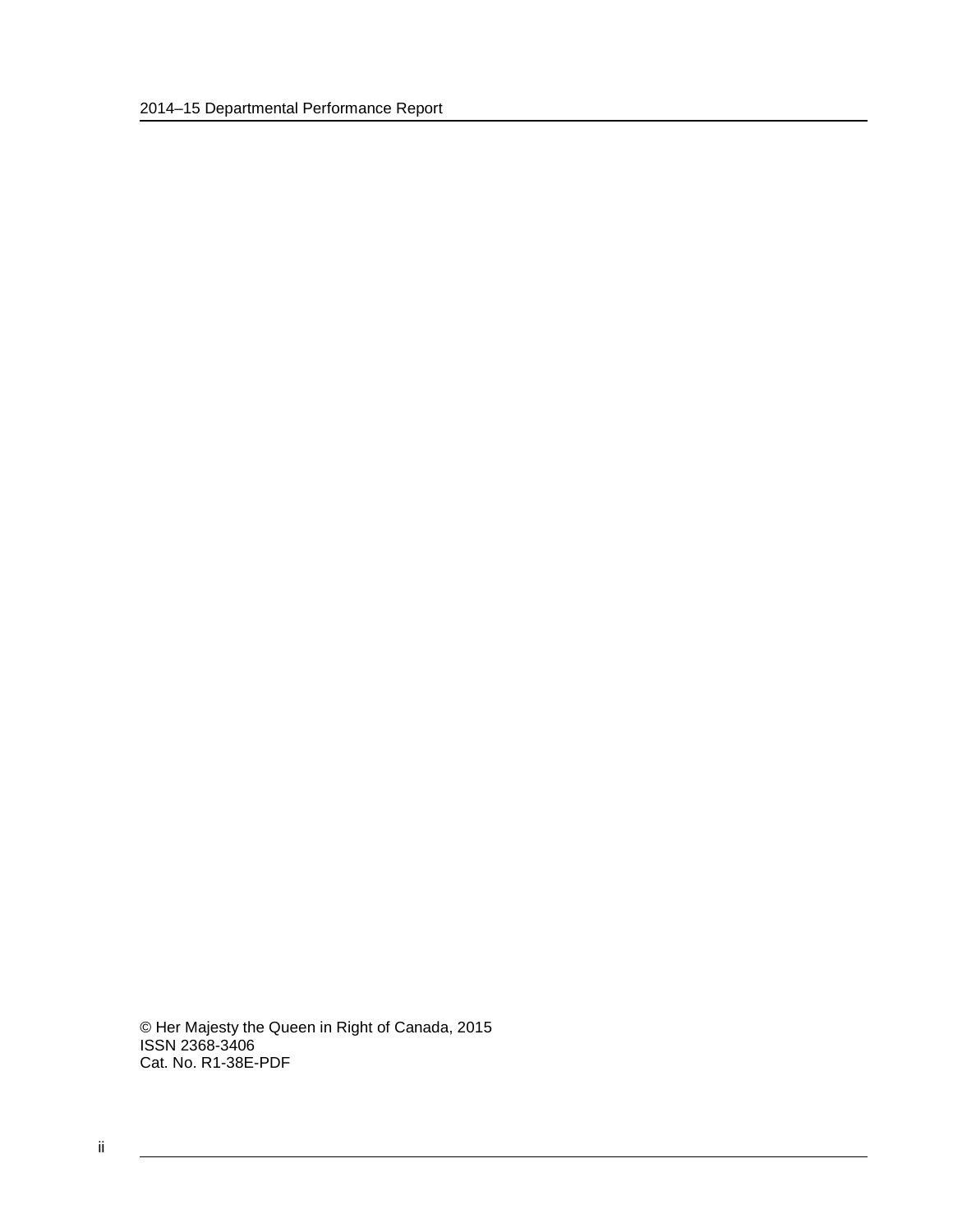© Her Majesty the Queen in Right of Canada, 2015
ISSN 2368-3406
Cat. No. R1-38E-PDF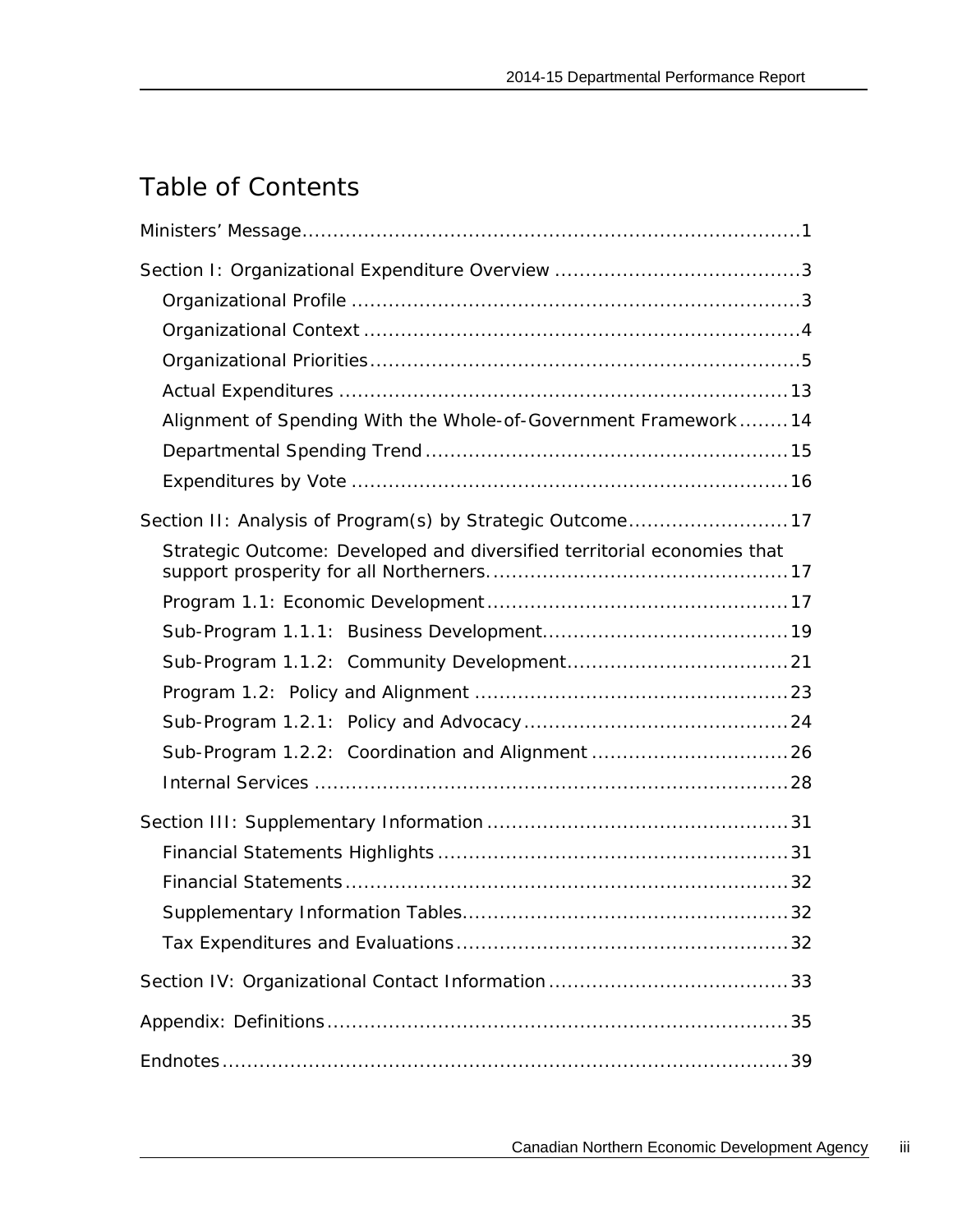# Table of Contents

Ministers' Message....................................................................................1

Section I: Organizational Expenditure Overview .......................................3

- Organizational Profile .........................................................................3
- Organizational Context .......................................................................4
- Organizational Priorities......................................................................5
- Actual Expenditures .........................................................................13
- Alignment of Spending With the Whole-of-Government Framework........14
- Departmental Spending Trend ...........................................................15
- Expenditures by Vote .......................................................................16

Section II: Analysis of Program(s) by Strategic Outcome..........................17

- Strategic Outcome: Developed and diversified territorial economies that support prosperity for all Northerners.................................................17
- Program 1.1: Economic Development.................................................17
- Sub-Program 1.1.1: Business Development........................................19
- Sub-Program 1.1.2: Community Development....................................21
- Program 1.2: Policy and Alignment ...................................................23
- Sub-Program 1.2.1: Policy and Advocacy...........................................24
- Sub-Program 1.2.2: Coordination and Alignment ................................26
- Internal Services .............................................................................28

Section III: Supplementary Information .................................................31

- Financial Statements Highlights .........................................................31
- Financial Statements........................................................................32
- Supplementary Information Tables.....................................................32
- Tax Expenditures and Evaluations......................................................32

Section IV: Organizational Contact Information .......................................33

Appendix: Definitions...........................................................................35

Endnotes.............................................................................................39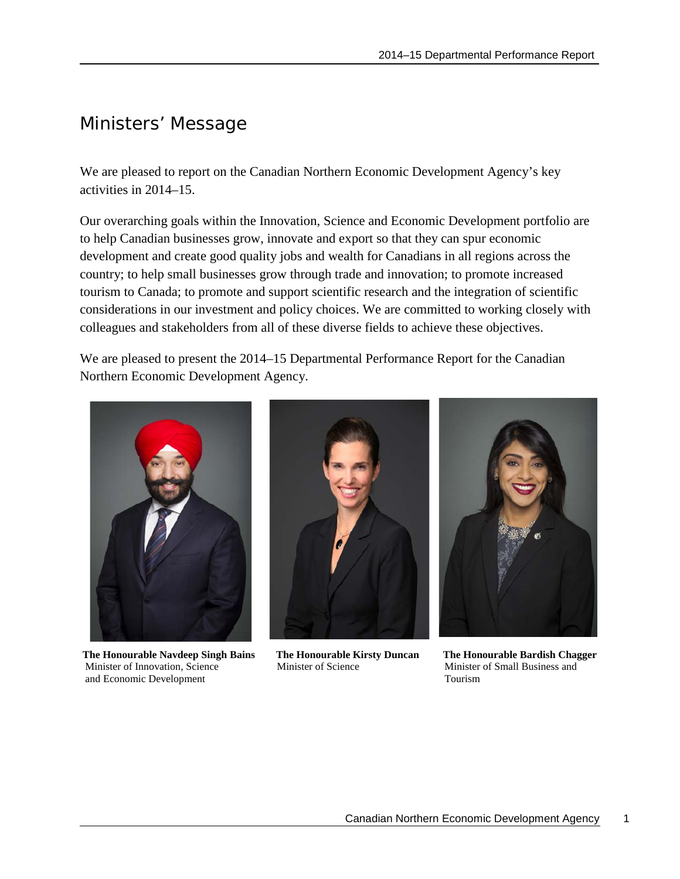# Ministers' Message

We are pleased to report on the Canadian Northern Economic Development Agency's key activities in 2014–15.

Our overarching goals within the Innovation, Science and Economic Development portfolio are to help Canadian businesses grow, innovate and export so that they can spur economic development and create good quality jobs and wealth for Canadians in all regions across the country; to help small businesses grow through trade and innovation; to promote increased tourism to Canada; to promote and support scientific research and the integration of scientific considerations in our investment and policy choices. We are committed to working closely with colleagues and stakeholders from all of these diverse fields to achieve these objectives.

We are pleased to present the 2014–15 Departmental Performance Report for the Canadian Northern Economic Development Agency.

**The Honourable Navdeep Singh Bains**
Minister of Innovation, Science and Economic Development

**The Honourable Kirsty Duncan**
Minister of Science

**The Honourable Bardish Chagger**
Minister of Small Business and Tourism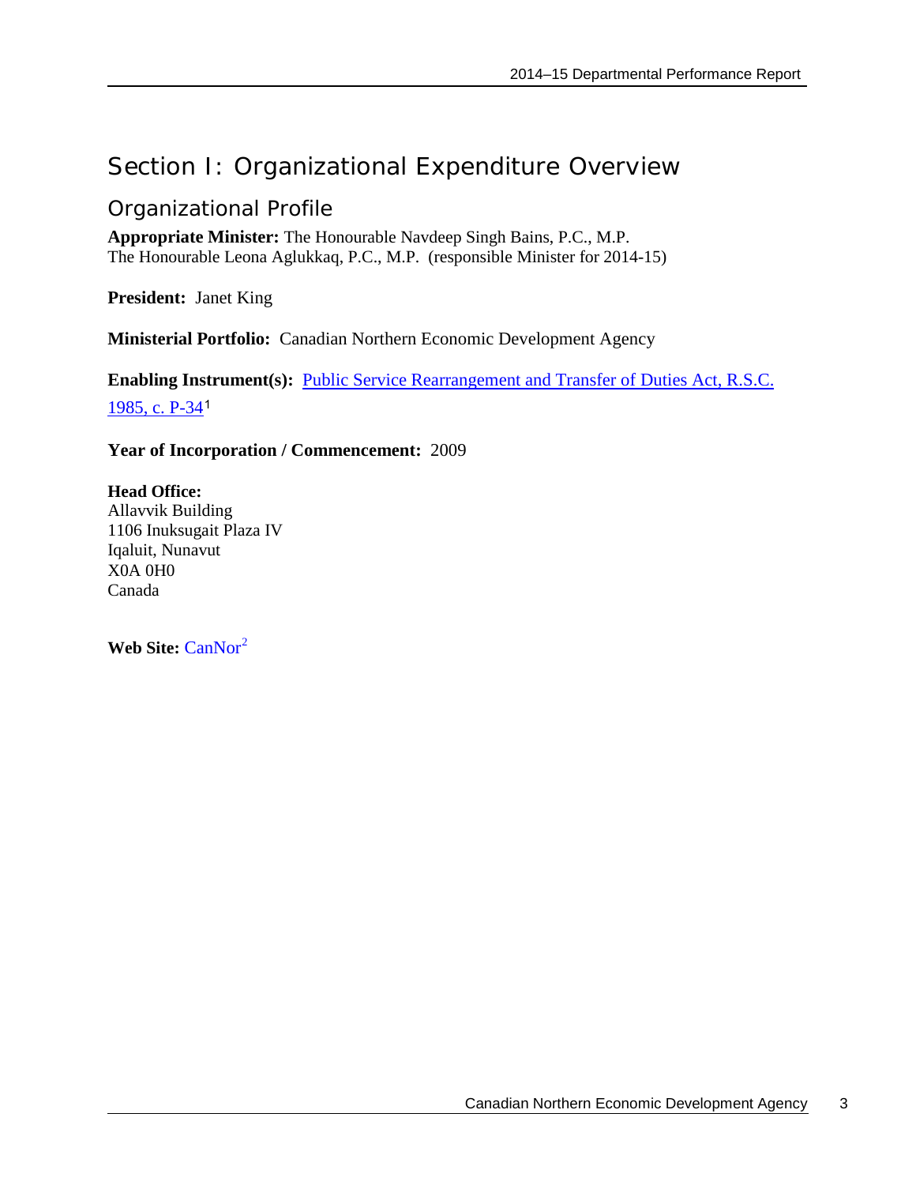# Section I: Organizational Expenditure Overview

## Organizational Profile

**Appropriate Minister:** The Honourable Navdeep Singh Bains, P.C., M.P.
The Honourable Leona Aglukkaq, P.C., M.P. (responsible Minister for 2014-15)

**President:** Janet King

**Ministerial Portfolio:** Canadian Northern Economic Development Agency

**Enabling Instrument(s):** Public Service Rearrangement and Transfer of Duties Act, R.S.C. 1985, c. P-34[1]

**Year of Incorporation / Commencement:** 2009

**Head Office:**
Allavvik Building
1106 Inuksugait Plaza IV
Iqaluit, Nunavut
X0A 0H0
Canada

**Web Site:** CanNor[2]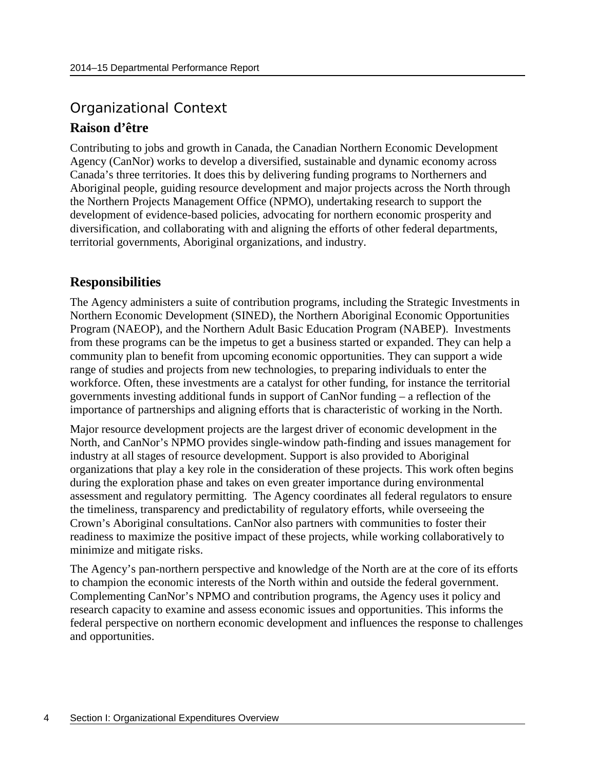## Organizational Context

### Raison d’être

Contributing to jobs and growth in Canada, the Canadian Northern Economic Development Agency (CanNor) works to develop a diversified, sustainable and dynamic economy across Canada’s three territories. It does this by delivering funding programs to Northerners and Aboriginal people, guiding resource development and major projects across the North through the Northern Projects Management Office (NPMO), undertaking research to support the development of evidence-based policies, advocating for northern economic prosperity and diversification, and collaborating with and aligning the efforts of other federal departments, territorial governments, Aboriginal organizations, and industry.

### Responsibilities

The Agency administers a suite of contribution programs, including the Strategic Investments in Northern Economic Development (SINED), the Northern Aboriginal Economic Opportunities Program (NAEOP), and the Northern Adult Basic Education Program (NABEP). Investments from these programs can be the impetus to get a business started or expanded. They can help a community plan to benefit from upcoming economic opportunities. They can support a wide range of studies and projects from new technologies, to preparing individuals to enter the workforce. Often, these investments are a catalyst for other funding, for instance the territorial governments investing additional funds in support of CanNor funding – a reflection of the importance of partnerships and aligning efforts that is characteristic of working in the North.

Major resource development projects are the largest driver of economic development in the North, and CanNor’s NPMO provides single-window path-finding and issues management for industry at all stages of resource development. Support is also provided to Aboriginal organizations that play a key role in the consideration of these projects. This work often begins during the exploration phase and takes on even greater importance during environmental assessment and regulatory permitting. The Agency coordinates all federal regulators to ensure the timeliness, transparency and predictability of regulatory efforts, while overseeing the Crown’s Aboriginal consultations. CanNor also partners with communities to foster their readiness to maximize the positive impact of these projects, while working collaboratively to minimize and mitigate risks.

The Agency’s pan-northern perspective and knowledge of the North are at the core of its efforts to champion the economic interests of the North within and outside the federal government. Complementing CanNor’s NPMO and contribution programs, the Agency uses it policy and research capacity to examine and assess economic issues and opportunities. This informs the federal perspective on northern economic development and influences the response to challenges and opportunities.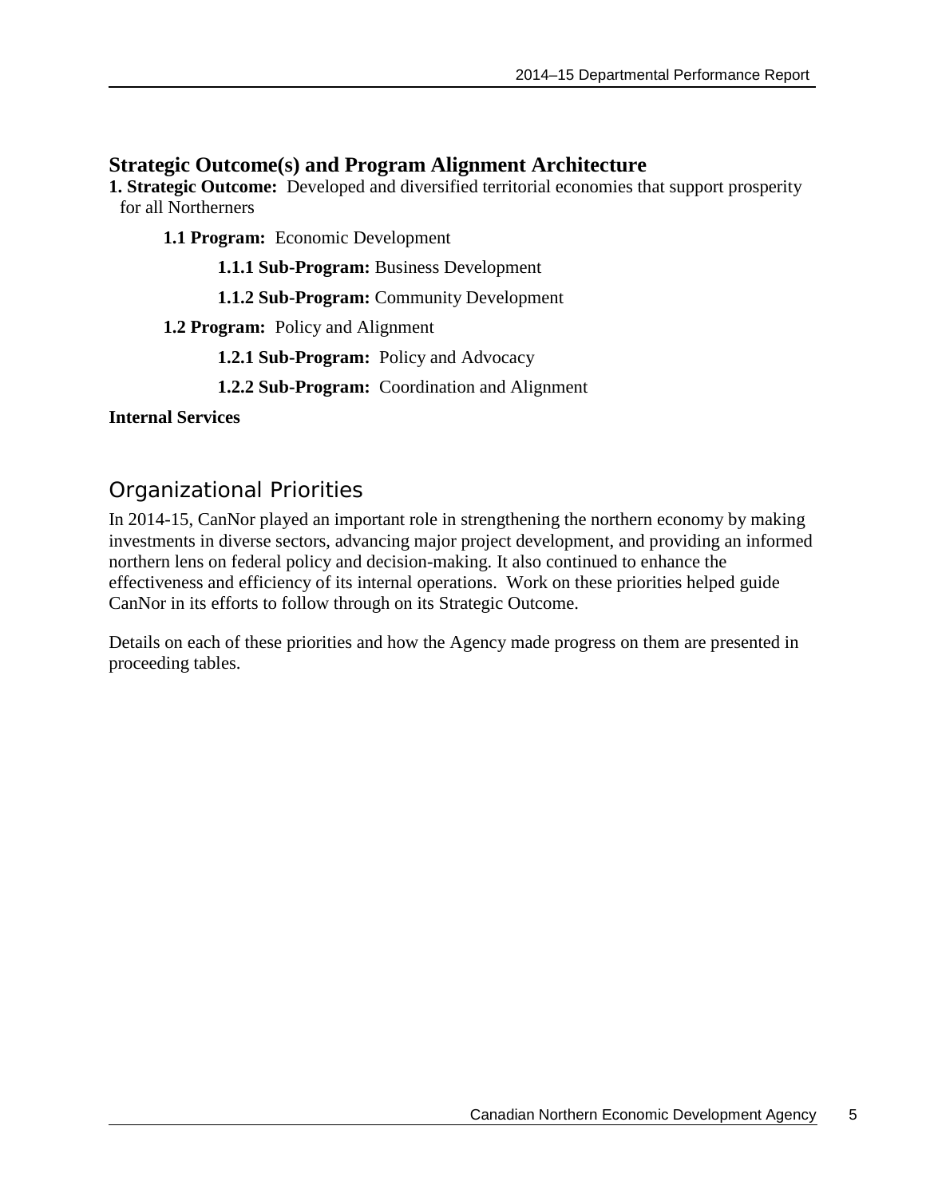## Strategic Outcome(s) and Program Alignment Architecture

**1. Strategic Outcome:** Developed and diversified territorial economies that support prosperity for all Northerners

- **1.1 Program:** Economic Development
  - **1.1.1 Sub-Program:** Business Development
  - **1.1.2 Sub-Program:** Community Development
- **1.2 Program:** Policy and Alignment
  - **1.2.1 Sub-Program:** Policy and Advocacy
  - **1.2.2 Sub-Program:** Coordination and Alignment

**Internal Services**

## Organizational Priorities

In 2014-15, CanNor played an important role in strengthening the northern economy by making investments in diverse sectors, advancing major project development, and providing an informed northern lens on federal policy and decision-making. It also continued to enhance the effectiveness and efficiency of its internal operations. Work on these priorities helped guide CanNor in its efforts to follow through on its Strategic Outcome.

Details on each of these priorities and how the Agency made progress on them are presented in proceeding tables.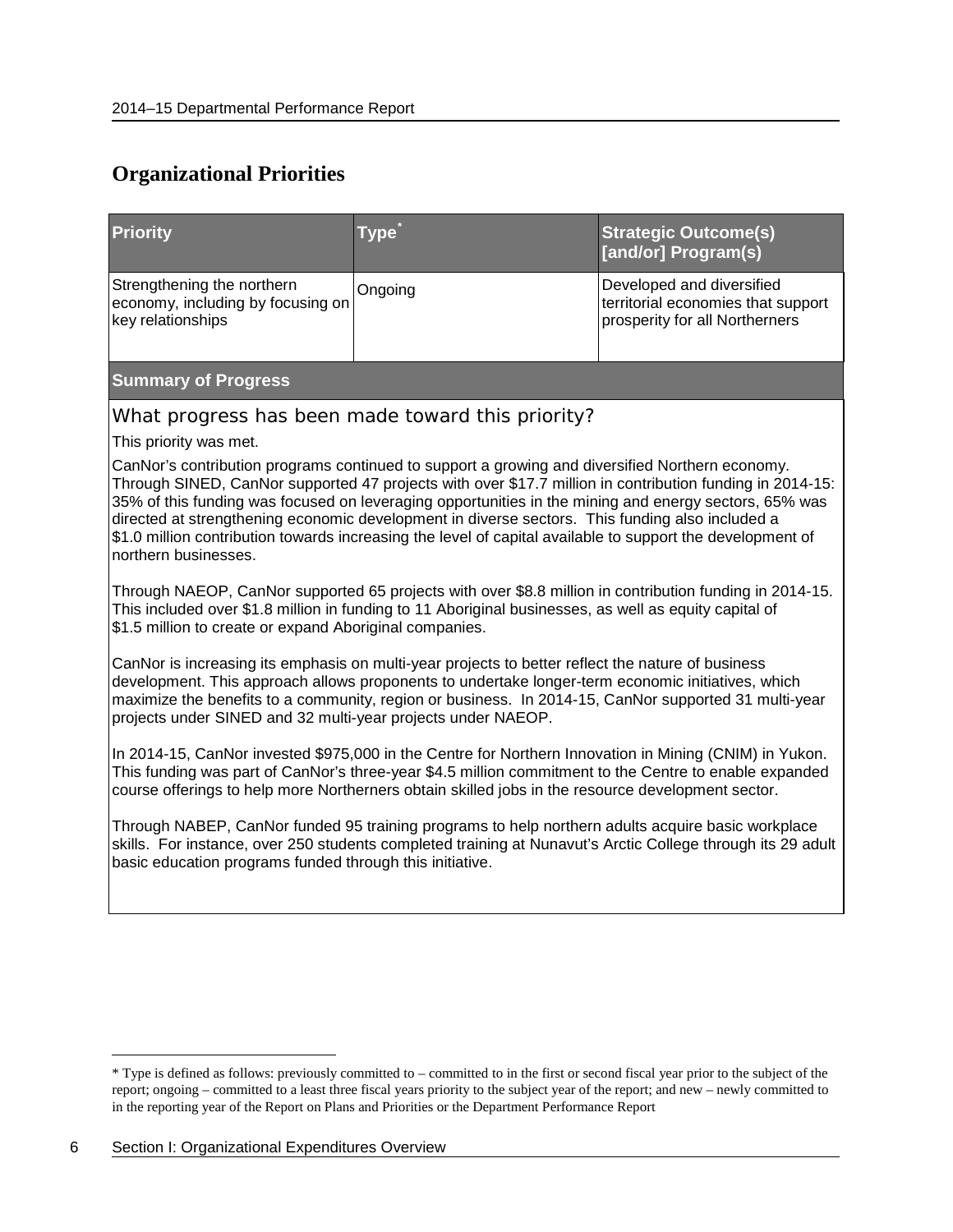## Organizational Priorities

| Priority | Type* | Strategic Outcome(s) [and/or] Program(s) |
|---|---|---|
| Strengthening the northern economy, including by focusing on key relationships | Ongoing | Developed and diversified territorial economies that support prosperity for all Northerners |

**Summary of Progress**

### What progress has been made toward this priority?

This priority was met.

CanNor's contribution programs continued to support a growing and diversified Northern economy. Through SINED, CanNor supported 47 projects with over $17.7 million in contribution funding in 2014-15: 35% of this funding was focused on leveraging opportunities in the mining and energy sectors, 65% was directed at strengthening economic development in diverse sectors. This funding also included a $1.0 million contribution towards increasing the level of capital available to support the development of northern businesses.

Through NAEOP, CanNor supported 65 projects with over $8.8 million in contribution funding in 2014-15. This included over $1.8 million in funding to 11 Aboriginal businesses, as well as equity capital of $1.5 million to create or expand Aboriginal companies.

CanNor is increasing its emphasis on multi-year projects to better reflect the nature of business development. This approach allows proponents to undertake longer-term economic initiatives, which maximize the benefits to a community, region or business. In 2014-15, CanNor supported 31 multi-year projects under SINED and 32 multi-year projects under NAEOP.

In 2014-15, CanNor invested $975,000 in the Centre for Northern Innovation in Mining (CNIM) in Yukon. This funding was part of CanNor's three-year $4.5 million commitment to the Centre to enable expanded course offerings to help more Northerners obtain skilled jobs in the resource development sector.

Through NABEP, CanNor funded 95 training programs to help northern adults acquire basic workplace skills. For instance, over 250 students completed training at Nunavut's Arctic College through its 29 adult basic education programs funded through this initiative.

---

* Type is defined as follows: previously committed to – committed to in the first or second fiscal year prior to the subject of the report; ongoing – committed to a least three fiscal years priority to the subject year of the report; and new – newly committed to in the reporting year of the Report on Plans and Priorities or the Department Performance Report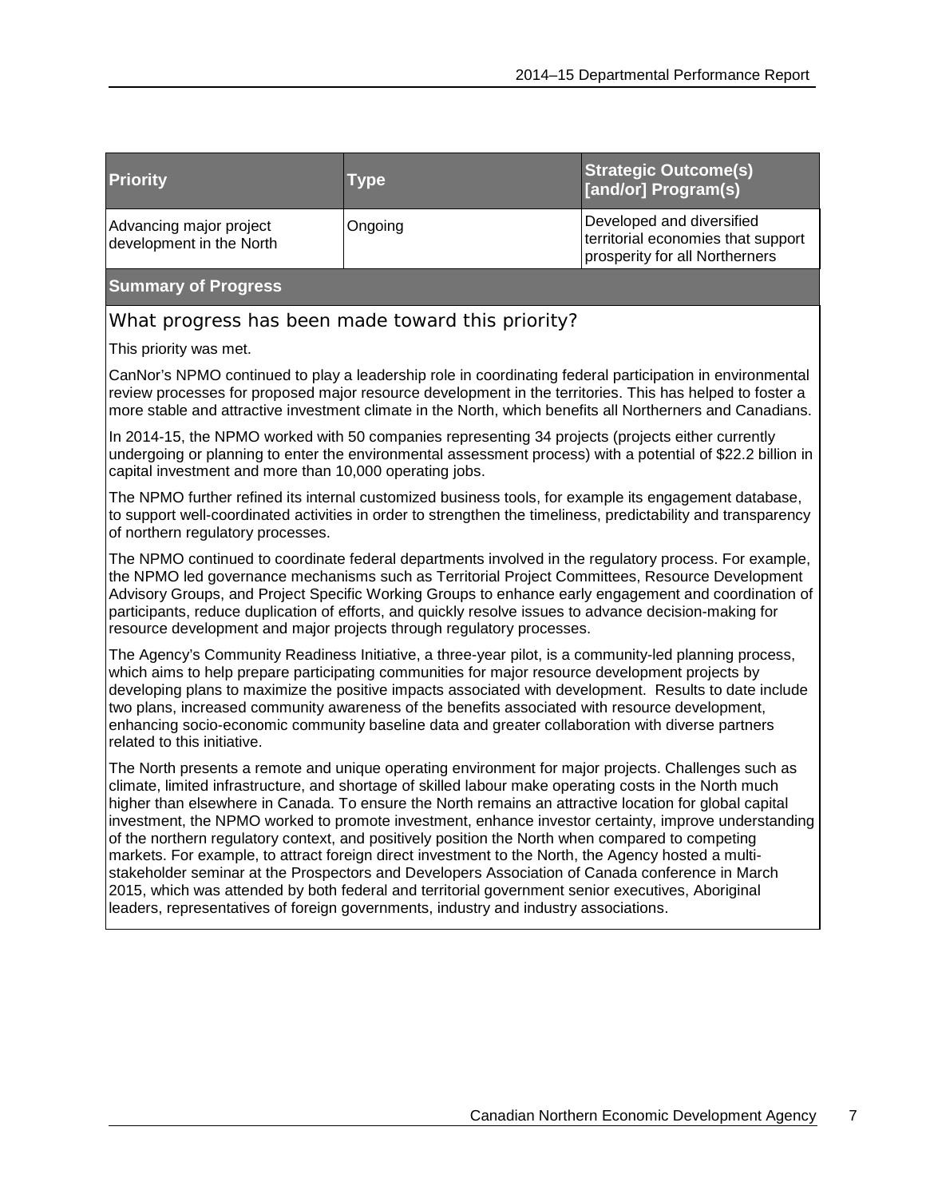| Priority | Type | Strategic Outcome(s) [and/or] Program(s) |
| --- | --- | --- |
| Advancing major project development in the North | Ongoing | Developed and diversified territorial economies that support prosperity for all Northerners |

**Summary of Progress**

### What progress has been made toward this priority?

This priority was met.

CanNor's NPMO continued to play a leadership role in coordinating federal participation in environmental review processes for proposed major resource development in the territories. This has helped to foster a more stable and attractive investment climate in the North, which benefits all Northerners and Canadians.

In 2014-15, the NPMO worked with 50 companies representing 34 projects (projects either currently undergoing or planning to enter the environmental assessment process) with a potential of $22.2 billion in capital investment and more than 10,000 operating jobs.

The NPMO further refined its internal customized business tools, for example its engagement database, to support well-coordinated activities in order to strengthen the timeliness, predictability and transparency of northern regulatory processes.

The NPMO continued to coordinate federal departments involved in the regulatory process. For example, the NPMO led governance mechanisms such as Territorial Project Committees, Resource Development Advisory Groups, and Project Specific Working Groups to enhance early engagement and coordination of participants, reduce duplication of efforts, and quickly resolve issues to advance decision-making for resource development and major projects through regulatory processes.

The Agency's Community Readiness Initiative, a three-year pilot, is a community-led planning process, which aims to help prepare participating communities for major resource development projects by developing plans to maximize the positive impacts associated with development. Results to date include two plans, increased community awareness of the benefits associated with resource development, enhancing socio-economic community baseline data and greater collaboration with diverse partners related to this initiative.

The North presents a remote and unique operating environment for major projects. Challenges such as climate, limited infrastructure, and shortage of skilled labour make operating costs in the North much higher than elsewhere in Canada. To ensure the North remains an attractive location for global capital investment, the NPMO worked to promote investment, enhance investor certainty, improve understanding of the northern regulatory context, and positively position the North when compared to competing markets. For example, to attract foreign direct investment to the North, the Agency hosted a multi-stakeholder seminar at the Prospectors and Developers Association of Canada conference in March 2015, which was attended by both federal and territorial government senior executives, Aboriginal leaders, representatives of foreign governments, industry and industry associations.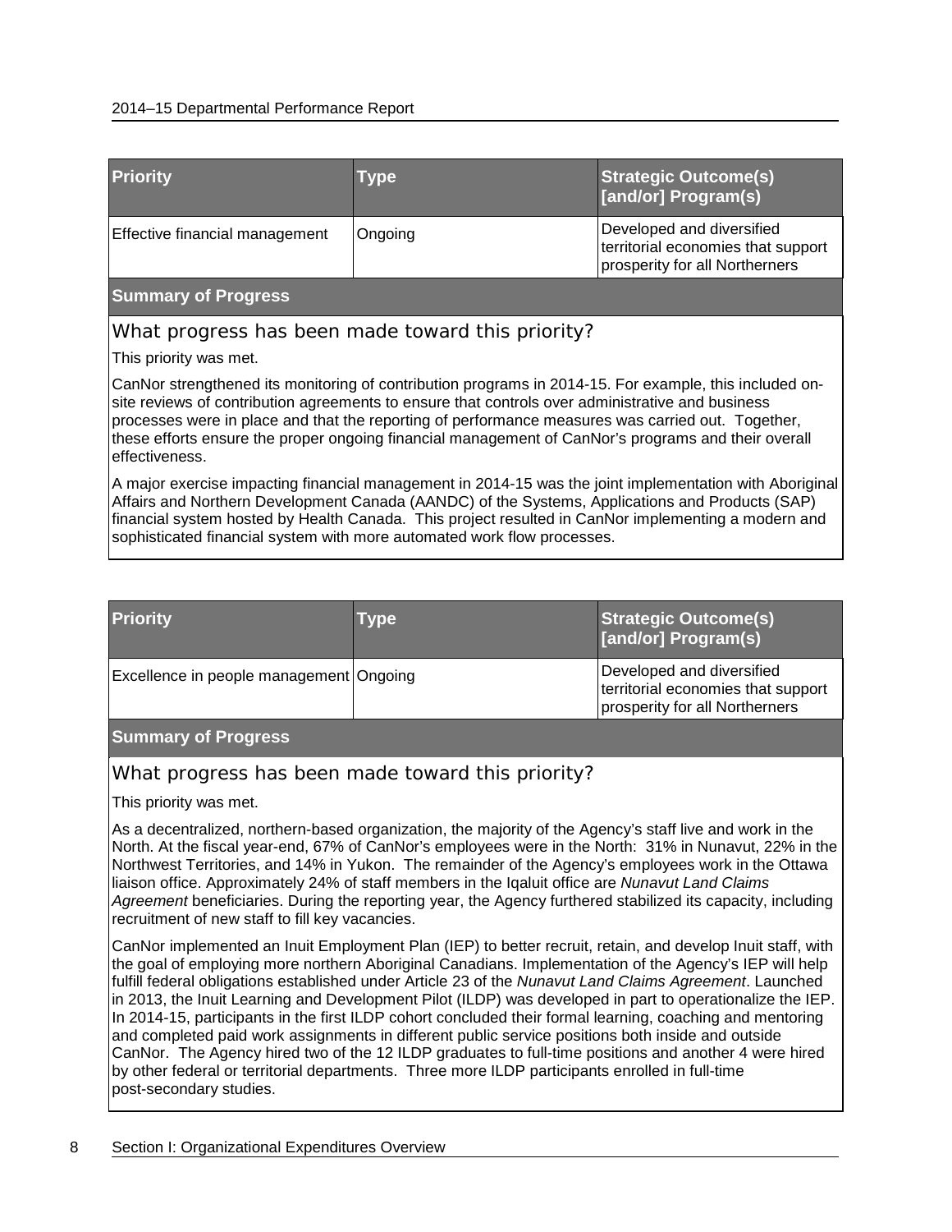| Priority | Type | Strategic Outcome(s) [and/or] Program(s) |
|---|---|---|
| Effective financial management | Ongoing | Developed and diversified territorial economies that support prosperity for all Northerners |

**Summary of Progress**

What progress has been made toward this priority?

This priority was met.

CanNor strengthened its monitoring of contribution programs in 2014-15. For example, this included on-site reviews of contribution agreements to ensure that controls over administrative and business processes were in place and that the reporting of performance measures was carried out. Together, these efforts ensure the proper ongoing financial management of CanNor's programs and their overall effectiveness.

A major exercise impacting financial management in 2014-15 was the joint implementation with Aboriginal Affairs and Northern Development Canada (AANDC) of the Systems, Applications and Products (SAP) financial system hosted by Health Canada. This project resulted in CanNor implementing a modern and sophisticated financial system with more automated work flow processes.

| Priority | Type | Strategic Outcome(s) [and/or] Program(s) |
|---|---|---|
| Excellence in people management | Ongoing | Developed and diversified territorial economies that support prosperity for all Northerners |

**Summary of Progress**

What progress has been made toward this priority?

This priority was met.

As a decentralized, northern-based organization, the majority of the Agency's staff live and work in the North. At the fiscal year-end, 67% of CanNor's employees were in the North: 31% in Nunavut, 22% in the Northwest Territories, and 14% in Yukon. The remainder of the Agency's employees work in the Ottawa liaison office. Approximately 24% of staff members in the Iqaluit office are *Nunavut Land Claims Agreement* beneficiaries. During the reporting year, the Agency furthered stabilized its capacity, including recruitment of new staff to fill key vacancies.

CanNor implemented an Inuit Employment Plan (IEP) to better recruit, retain, and develop Inuit staff, with the goal of employing more northern Aboriginal Canadians. Implementation of the Agency's IEP will help fulfill federal obligations established under Article 23 of the *Nunavut Land Claims Agreement*. Launched in 2013, the Inuit Learning and Development Pilot (ILDP) was developed in part to operationalize the IEP. In 2014-15, participants in the first ILDP cohort concluded their formal learning, coaching and mentoring and completed paid work assignments in different public service positions both inside and outside CanNor. The Agency hired two of the 12 ILDP graduates to full-time positions and another 4 were hired by other federal or territorial departments. Three more ILDP participants enrolled in full-time post-secondary studies.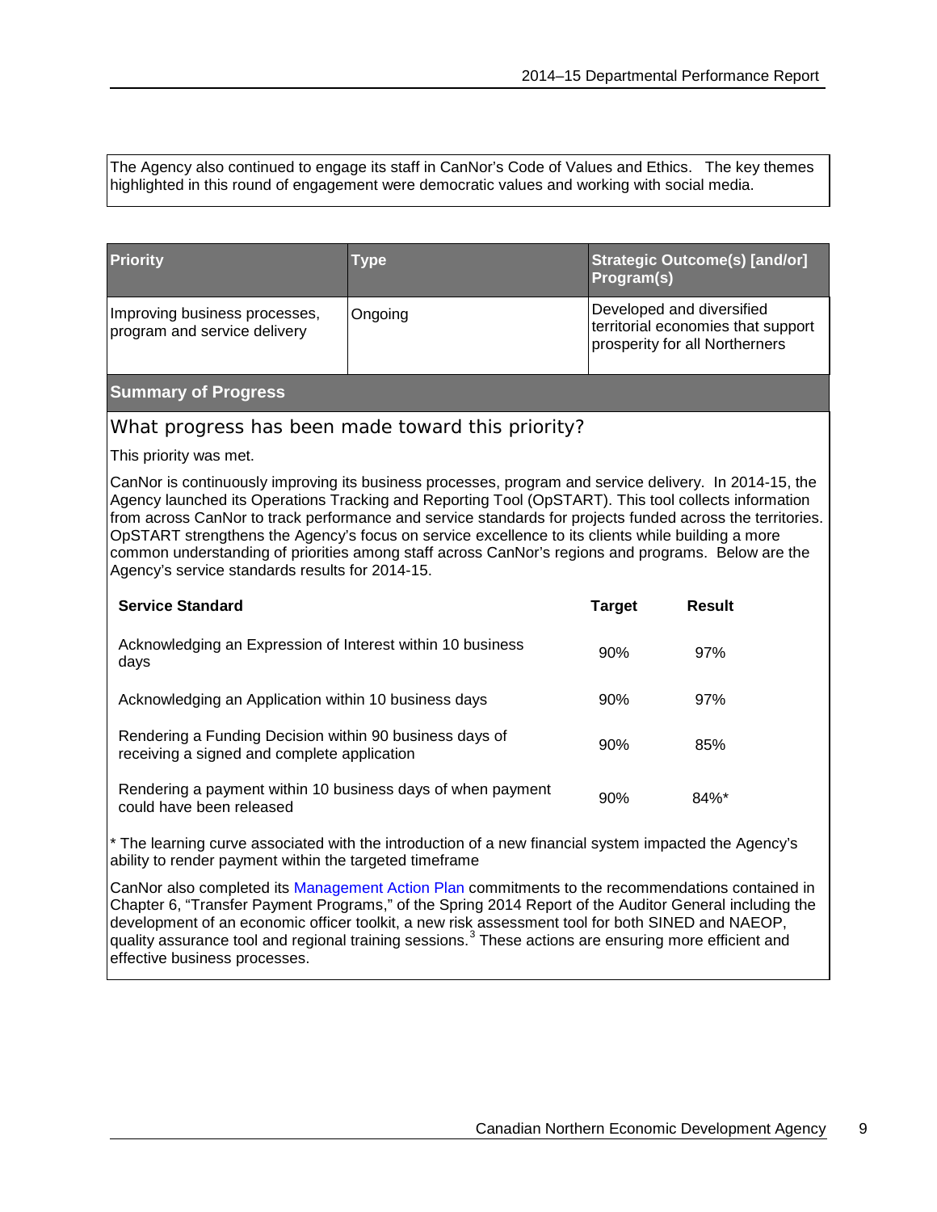The Agency also continued to engage its staff in CanNor's Code of Values and Ethics. The key themes highlighted in this round of engagement were democratic values and working with social media.

| Priority | Type | Strategic Outcome(s) [and/or] Program(s) |
| --- | --- | --- |
| Improving business processes, program and service delivery | Ongoing | Developed and diversified territorial economies that support prosperity for all Northerners |

**Summary of Progress**

### What progress has been made toward this priority?

This priority was met.

CanNor is continuously improving its business processes, program and service delivery. In 2014-15, the Agency launched its Operations Tracking and Reporting Tool (OpSTART). This tool collects information from across CanNor to track performance and service standards for projects funded across the territories. OpSTART strengthens the Agency's focus on service excellence to its clients while building a more common understanding of priorities among staff across CanNor's regions and programs. Below are the Agency's service standards results for 2014-15.

| Service Standard | Target | Result |
| --- | --- | --- |
| Acknowledging an Expression of Interest within 10 business days | 90% | 97% |
| Acknowledging an Application within 10 business days | 90% | 97% |
| Rendering a Funding Decision within 90 business days of receiving a signed and complete application | 90% | 85% |
| Rendering a payment within 10 business days of when payment could have been released | 90% | 84%* |

* The learning curve associated with the introduction of a new financial system impacted the Agency's ability to render payment within the targeted timeframe

CanNor also completed its Management Action Plan commitments to the recommendations contained in Chapter 6, "Transfer Payment Programs," of the Spring 2014 Report of the Auditor General including the development of an economic officer toolkit, a new risk assessment tool for both SINED and NAEOP, quality assurance tool and regional training sessions.[3] These actions are ensuring more efficient and effective business processes.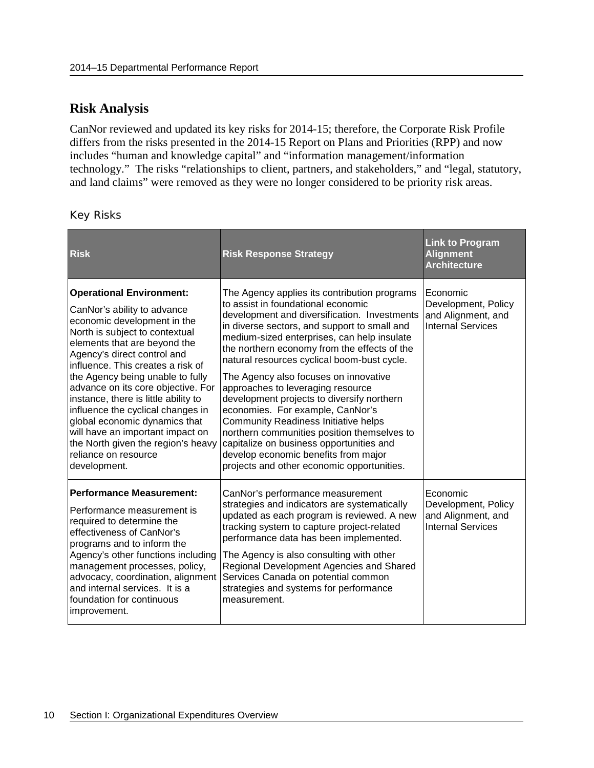## Risk Analysis

CanNor reviewed and updated its key risks for 2014-15; therefore, the Corporate Risk Profile differs from the risks presented in the 2014-15 Report on Plans and Priorities (RPP) and now includes "human and knowledge capital" and "information management/information technology." The risks "relationships to client, partners, and stakeholders," and "legal, statutory, and land claims" were removed as they were no longer considered to be priority risk areas.

### Key Risks

| Risk | Risk Response Strategy | Link to Program Alignment Architecture |
|---|---|---|
| **Operational Environment:** CanNor's ability to advance economic development in the North is subject to contextual elements that are beyond the Agency's direct control and influence. This creates a risk of the Agency being unable to fully advance on its core objective. For instance, there is little ability to influence the cyclical changes in global economic dynamics that will have an important impact on the North given the region's heavy reliance on resource development. | The Agency applies its contribution programs to assist in foundational economic development and diversification. Investments in diverse sectors, and support to small and medium-sized enterprises, can help insulate the northern economy from the effects of the natural resources cyclical boom-bust cycle. The Agency also focuses on innovative approaches to leveraging resource development projects to diversify northern economies. For example, CanNor's Community Readiness Initiative helps northern communities position themselves to capitalize on business opportunities and develop economic benefits from major projects and other economic opportunities. | Economic Development, Policy and Alignment, and Internal Services |
| **Performance Measurement:** Performance measurement is required to determine the effectiveness of CanNor's programs and to inform the Agency's other functions including management processes, policy, advocacy, coordination, alignment and internal services. It is a foundation for continuous improvement. | CanNor's performance measurement strategies and indicators are systematically updated as each program is reviewed. A new tracking system to capture project-related performance data has been implemented. The Agency is also consulting with other Regional Development Agencies and Shared Services Canada on potential common strategies and systems for performance measurement. | Economic Development, Policy and Alignment, and Internal Services |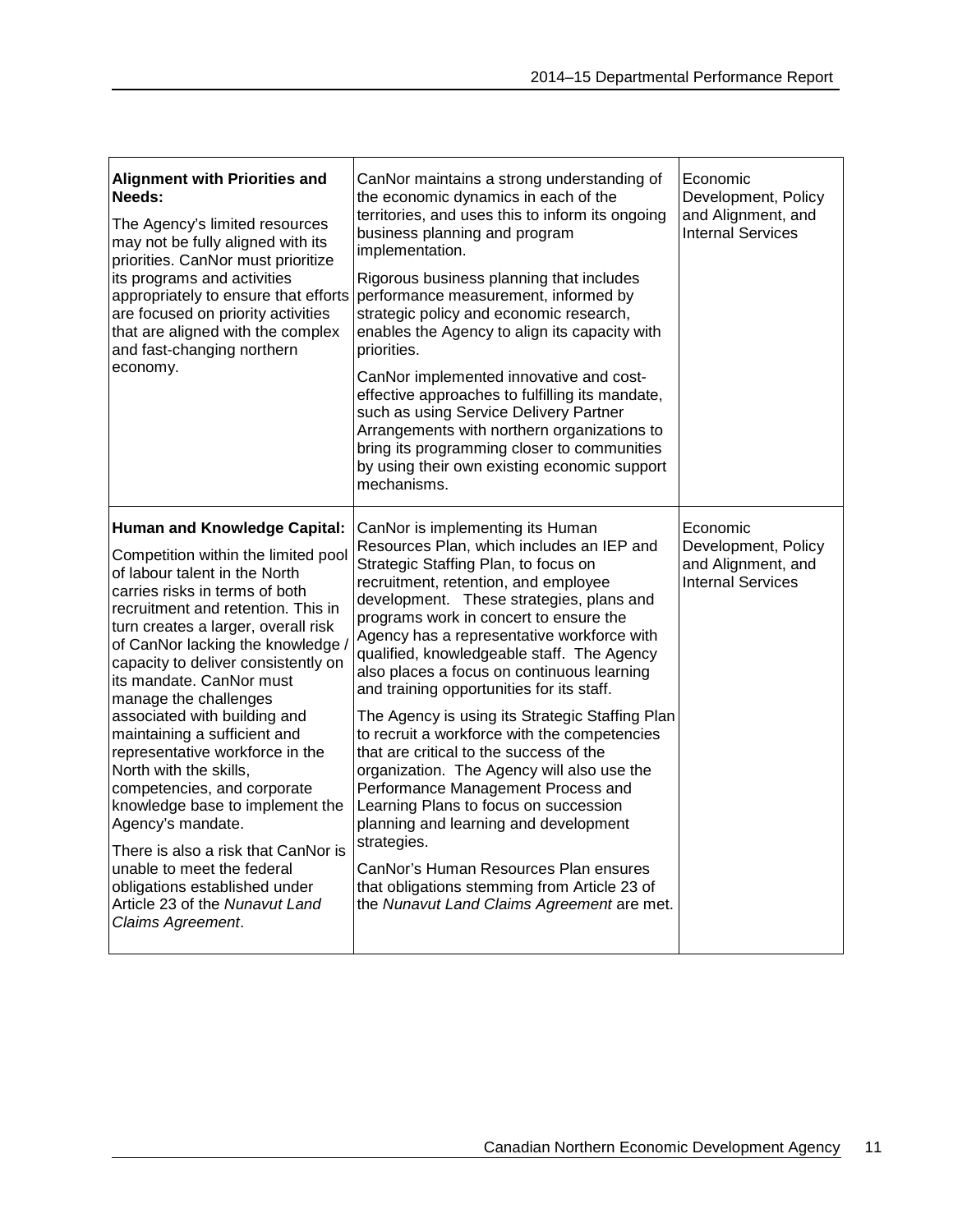| | | |
|---|---|---|
| **Alignment with Priorities and Needs:** The Agency's limited resources may not be fully aligned with its priorities. CanNor must prioritize its programs and activities appropriately to ensure that efforts are focused on priority activities that are aligned with the complex and fast-changing northern economy. | CanNor maintains a strong understanding of the economic dynamics in each of the territories, and uses this to inform its ongoing business planning and program implementation. Rigorous business planning that includes performance measurement, informed by strategic policy and economic research, enables the Agency to align its capacity with priorities. CanNor implemented innovative and cost-effective approaches to fulfilling its mandate, such as using Service Delivery Partner Arrangements with northern organizations to bring its programming closer to communities by using their own existing economic support mechanisms. | Economic Development, Policy and Alignment, and Internal Services |
| **Human and Knowledge Capital:** Competition within the limited pool of labour talent in the North carries risks in terms of both recruitment and retention. This in turn creates a larger, overall risk of CanNor lacking the knowledge / capacity to deliver consistently on its mandate. CanNor must manage the challenges associated with building and maintaining a sufficient and representative workforce in the North with the skills, competencies, and corporate knowledge base to implement the Agency's mandate. There is also a risk that CanNor is unable to meet the federal obligations established under Article 23 of the *Nunavut Land Claims Agreement*. | CanNor is implementing its Human Resources Plan, which includes an IEP and Strategic Staffing Plan, to focus on recruitment, retention, and employee development. These strategies, plans and programs work in concert to ensure the Agency has a representative workforce with qualified, knowledgeable staff. The Agency also places a focus on continuous learning and training opportunities for its staff. The Agency is using its Strategic Staffing Plan to recruit a workforce with the competencies that are critical to the success of the organization. The Agency will also use the Performance Management Process and Learning Plans to focus on succession planning and learning and development strategies. CanNor's Human Resources Plan ensures that obligations stemming from Article 23 of the *Nunavut Land Claims Agreement* are met. | Economic Development, Policy and Alignment, and Internal Services |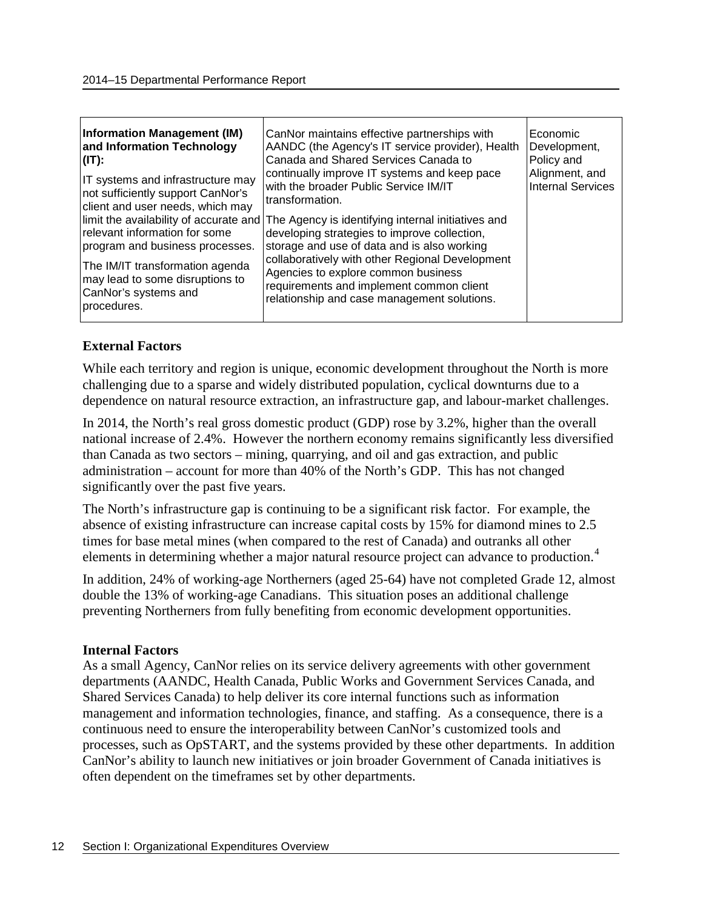| Information Management (IM) and Information Technology (IT): IT systems and infrastructure may not sufficiently support CanNor's client and user needs, which may limit the availability of accurate and relevant information for some program and business processes. The IM/IT transformation agenda may lead to some disruptions to CanNor's systems and procedures. | CanNor maintains effective partnerships with AANDC (the Agency's IT service provider), Health Canada and Shared Services Canada to continually improve IT systems and keep pace with the broader Public Service IM/IT transformation. The Agency is identifying internal initiatives and developing strategies to improve collection, storage and use of data and is also working collaboratively with other Regional Development Agencies to explore common business requirements and implement common client relationship and case management solutions. | Economic Development, Policy and Alignment, and Internal Services |
|---|---|---|

**External Factors**

While each territory and region is unique, economic development throughout the North is more challenging due to a sparse and widely distributed population, cyclical downturns due to a dependence on natural resource extraction, an infrastructure gap, and labour-market challenges.

In 2014, the North's real gross domestic product (GDP) rose by 3.2%, higher than the overall national increase of 2.4%. However the northern economy remains significantly less diversified than Canada as two sectors – mining, quarrying, and oil and gas extraction, and public administration – account for more than 40% of the North's GDP. This has not changed significantly over the past five years.

The North's infrastructure gap is continuing to be a significant risk factor. For example, the absence of existing infrastructure can increase capital costs by 15% for diamond mines to 2.5 times for base metal mines (when compared to the rest of Canada) and outranks all other elements in determining whether a major natural resource project can advance to production.[4]

In addition, 24% of working-age Northerners (aged 25-64) have not completed Grade 12, almost double the 13% of working-age Canadians. This situation poses an additional challenge preventing Northerners from fully benefiting from economic development opportunities.

**Internal Factors**

As a small Agency, CanNor relies on its service delivery agreements with other government departments (AANDC, Health Canada, Public Works and Government Services Canada, and Shared Services Canada) to help deliver its core internal functions such as information management and information technologies, finance, and staffing. As a consequence, there is a continuous need to ensure the interoperability between CanNor's customized tools and processes, such as OpSTART, and the systems provided by these other departments. In addition CanNor's ability to launch new initiatives or join broader Government of Canada initiatives is often dependent on the timeframes set by other departments.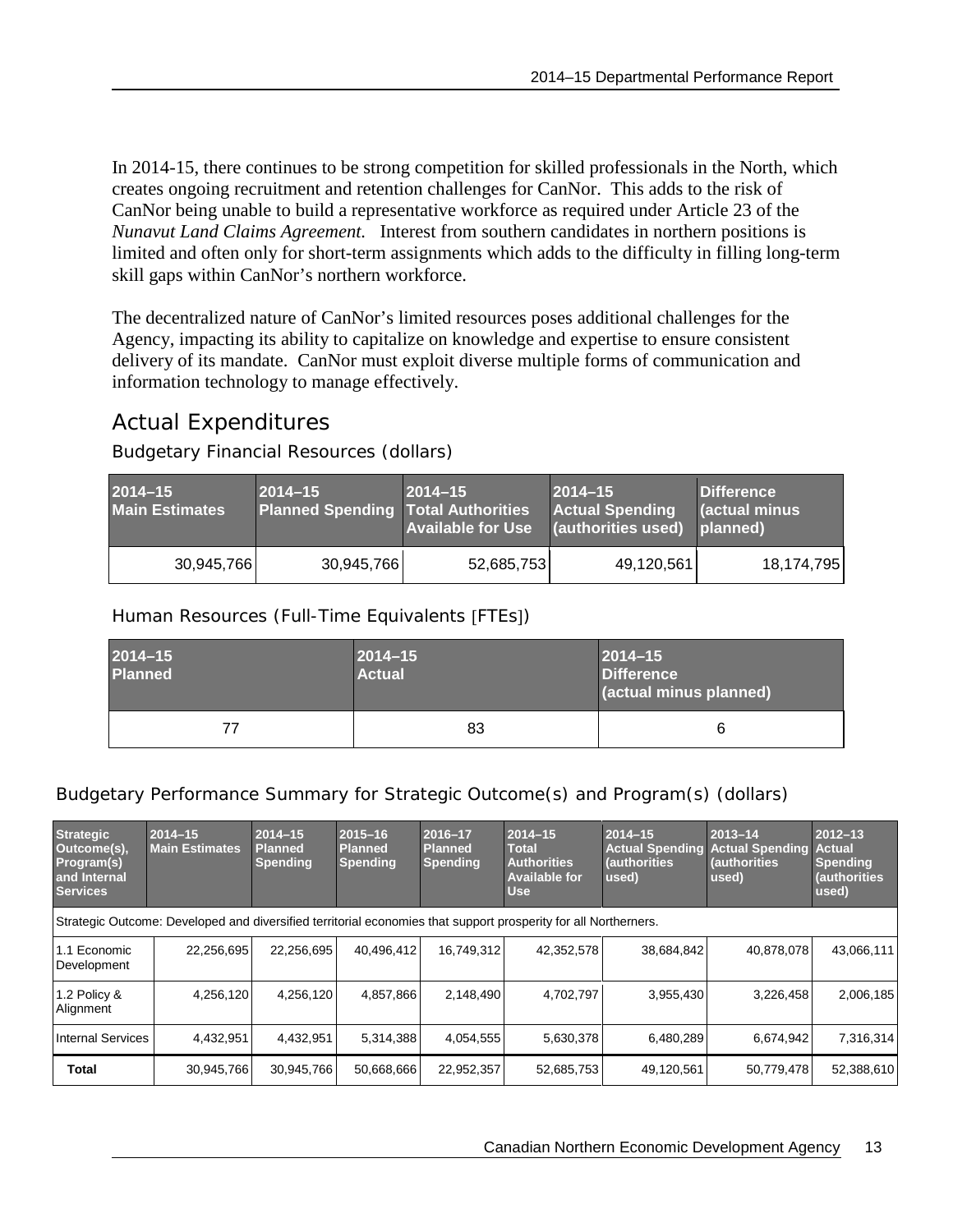In 2014-15, there continues to be strong competition for skilled professionals in the North, which creates ongoing recruitment and retention challenges for CanNor. This adds to the risk of CanNor being unable to build a representative workforce as required under Article 23 of the *Nunavut Land Claims Agreement.* Interest from southern candidates in northern positions is limited and often only for short-term assignments which adds to the difficulty in filling long-term skill gaps within CanNor's northern workforce.

The decentralized nature of CanNor's limited resources poses additional challenges for the Agency, impacting its ability to capitalize on knowledge and expertise to ensure consistent delivery of its mandate. CanNor must exploit diverse multiple forms of communication and information technology to manage effectively.

## Actual Expenditures

### Budgetary Financial Resources (dollars)

| 2014–15 Main Estimates | 2014–15 Planned Spending | 2014–15 Total Authorities Available for Use | 2014–15 Actual Spending (authorities used) | Difference (actual minus planned) |
|---|---|---|---|---|
| 30,945,766 | 30,945,766 | 52,685,753 | 49,120,561 | 18,174,795 |

### Human Resources (Full-Time Equivalents [FTEs])

| 2014–15 Planned | 2014–15 Actual | 2014–15 Difference (actual minus planned) |
|---|---|---|
| 77 | 83 | 6 |

### Budgetary Performance Summary for Strategic Outcome(s) and Program(s) (dollars)

| Strategic Outcome(s), Program(s) and Internal Services | 2014–15 Main Estimates | 2014–15 Planned Spending | 2015–16 Planned Spending | 2016–17 Planned Spending | 2014–15 Total Authorities Available for Use | 2014–15 Actual Spending (authorities used) | 2013–14 Actual Spending (authorities used) | 2012–13 Actual Spending (authorities used) |
|---|---|---|---|---|---|---|---|---|
| Strategic Outcome: Developed and diversified territorial economies that support prosperity for all Northerners. | | | | | | | | |
| 1.1 Economic Development | 22,256,695 | 22,256,695 | 40,496,412 | 16,749,312 | 42,352,578 | 38,684,842 | 40,878,078 | 43,066,111 |
| 1.2 Policy & Alignment | 4,256,120 | 4,256,120 | 4,857,866 | 2,148,490 | 4,702,797 | 3,955,430 | 3,226,458 | 2,006,185 |
| Internal Services | 4,432,951 | 4,432,951 | 5,314,388 | 4,054,555 | 5,630,378 | 6,480,289 | 6,674,942 | 7,316,314 |
| **Total** | 30,945,766 | 30,945,766 | 50,668,666 | 22,952,357 | 52,685,753 | 49,120,561 | 50,779,478 | 52,388,610 |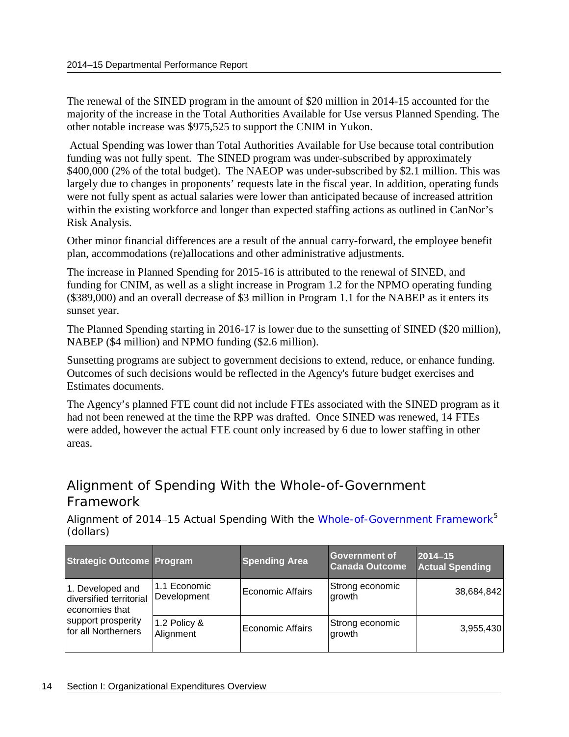The renewal of the SINED program in the amount of $20 million in 2014-15 accounted for the majority of the increase in the Total Authorities Available for Use versus Planned Spending. The other notable increase was $975,525 to support the CNIM in Yukon.

Actual Spending was lower than Total Authorities Available for Use because total contribution funding was not fully spent. The SINED program was under-subscribed by approximately $400,000 (2% of the total budget). The NAEOP was under-subscribed by $2.1 million. This was largely due to changes in proponents' requests late in the fiscal year. In addition, operating funds were not fully spent as actual salaries were lower than anticipated because of increased attrition within the existing workforce and longer than expected staffing actions as outlined in CanNor's Risk Analysis.

Other minor financial differences are a result of the annual carry-forward, the employee benefit plan, accommodations (re)allocations and other administrative adjustments.

The increase in Planned Spending for 2015-16 is attributed to the renewal of SINED, and funding for CNIM, as well as a slight increase in Program 1.2 for the NPMO operating funding ($389,000) and an overall decrease of $3 million in Program 1.1 for the NABEP as it enters its sunset year.

The Planned Spending starting in 2016-17 is lower due to the sunsetting of SINED ($20 million), NABEP ($4 million) and NPMO funding ($2.6 million).

Sunsetting programs are subject to government decisions to extend, reduce, or enhance funding. Outcomes of such decisions would be reflected in the Agency's future budget exercises and Estimates documents.

The Agency's planned FTE count did not include FTEs associated with the SINED program as it had not been renewed at the time the RPP was drafted. Once SINED was renewed, 14 FTEs were added, however the actual FTE count only increased by 6 due to lower staffing in other areas.

## Alignment of Spending With the Whole-of-Government Framework

Alignment of 2014–15 Actual Spending With the Whole-of-Government Framework[5] (dollars)

| Strategic Outcome | Program | Spending Area | Government of Canada Outcome | 2014–15 Actual Spending |
|---|---|---|---|---|
| 1. Developed and diversified territorial economies that support prosperity for all Northerners | 1.1 Economic Development | Economic Affairs | Strong economic growth | 38,684,842 |
| | 1.2 Policy & Alignment | Economic Affairs | Strong economic growth | 3,955,430 |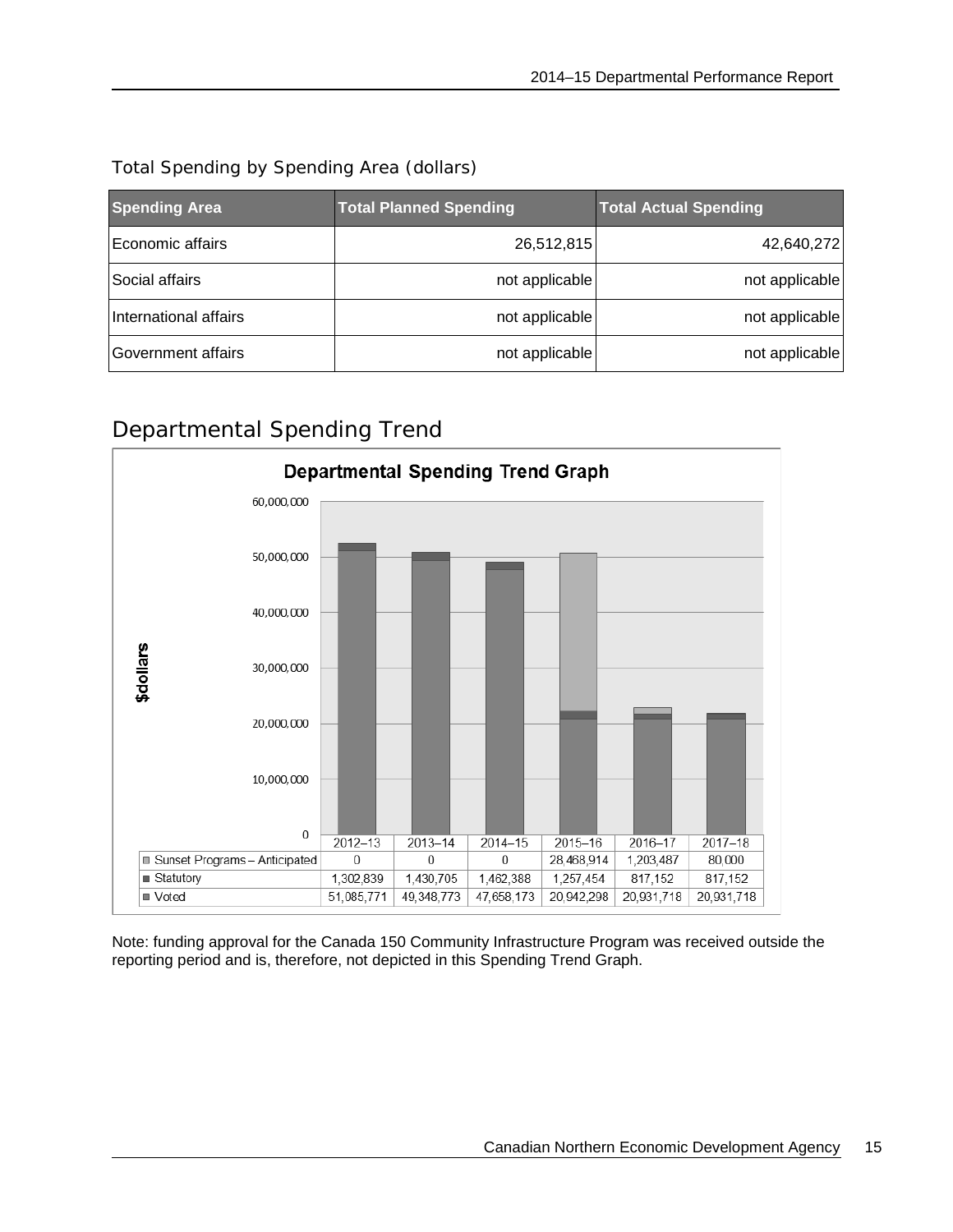### Total Spending by Spending Area (dollars)

| Spending Area | Total Planned Spending | Total Actual Spending |
| --- | --- | --- |
| Economic affairs | 26,512,815 | 42,640,272 |
| Social affairs | not applicable | not applicable |
| International affairs | not applicable | not applicable |
| Government affairs | not applicable | not applicable |

## Departmental Spending Trend

**Departmental Spending Trend Graph**

| | 2012–13 | 2013–14 | 2014–15 | 2015–16 | 2016–17 | 2017–18 |
| --- | --- | --- | --- | --- | --- | --- |
| Sunset Programs – Anticipated | 0 | 0 | 0 | 28,468,914 | 1,203,487 | 80,000 |
| Statutory | 1,302,839 | 1,430,705 | 1,462,388 | 1,257,454 | 817,152 | 817,152 |
| Voted | 51,085,771 | 49,348,773 | 47,658,173 | 20,942,298 | 20,931,718 | 20,931,718 |

Note: funding approval for the Canada 150 Community Infrastructure Program was received outside the reporting period and is, therefore, not depicted in this Spending Trend Graph.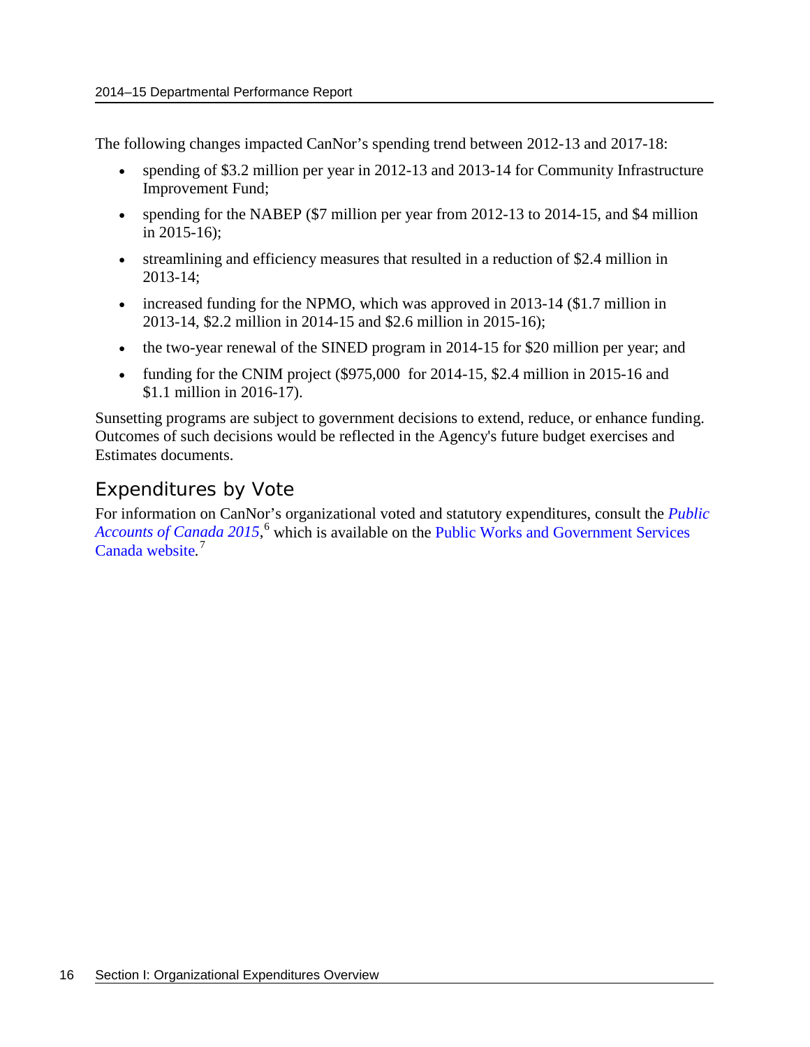The following changes impacted CanNor's spending trend between 2012-13 and 2017-18:

- spending of $3.2 million per year in 2012-13 and 2013-14 for Community Infrastructure Improvement Fund;
- spending for the NABEP ($7 million per year from 2012-13 to 2014-15, and $4 million in 2015-16);
- streamlining and efficiency measures that resulted in a reduction of $2.4 million in 2013-14;
- increased funding for the NPMO, which was approved in 2013-14 ($1.7 million in 2013-14, $2.2 million in 2014-15 and $2.6 million in 2015-16);
- the two-year renewal of the SINED program in 2014-15 for $20 million per year; and
- funding for the CNIM project ($975,000 for 2014-15, $2.4 million in 2015-16 and $1.1 million in 2016-17).

Sunsetting programs are subject to government decisions to extend, reduce, or enhance funding. Outcomes of such decisions would be reflected in the Agency's future budget exercises and Estimates documents.

## Expenditures by Vote

For information on CanNor's organizational voted and statutory expenditures, consult the *Public Accounts of Canada 2015*,[6] which is available on the Public Works and Government Services Canada website.[7]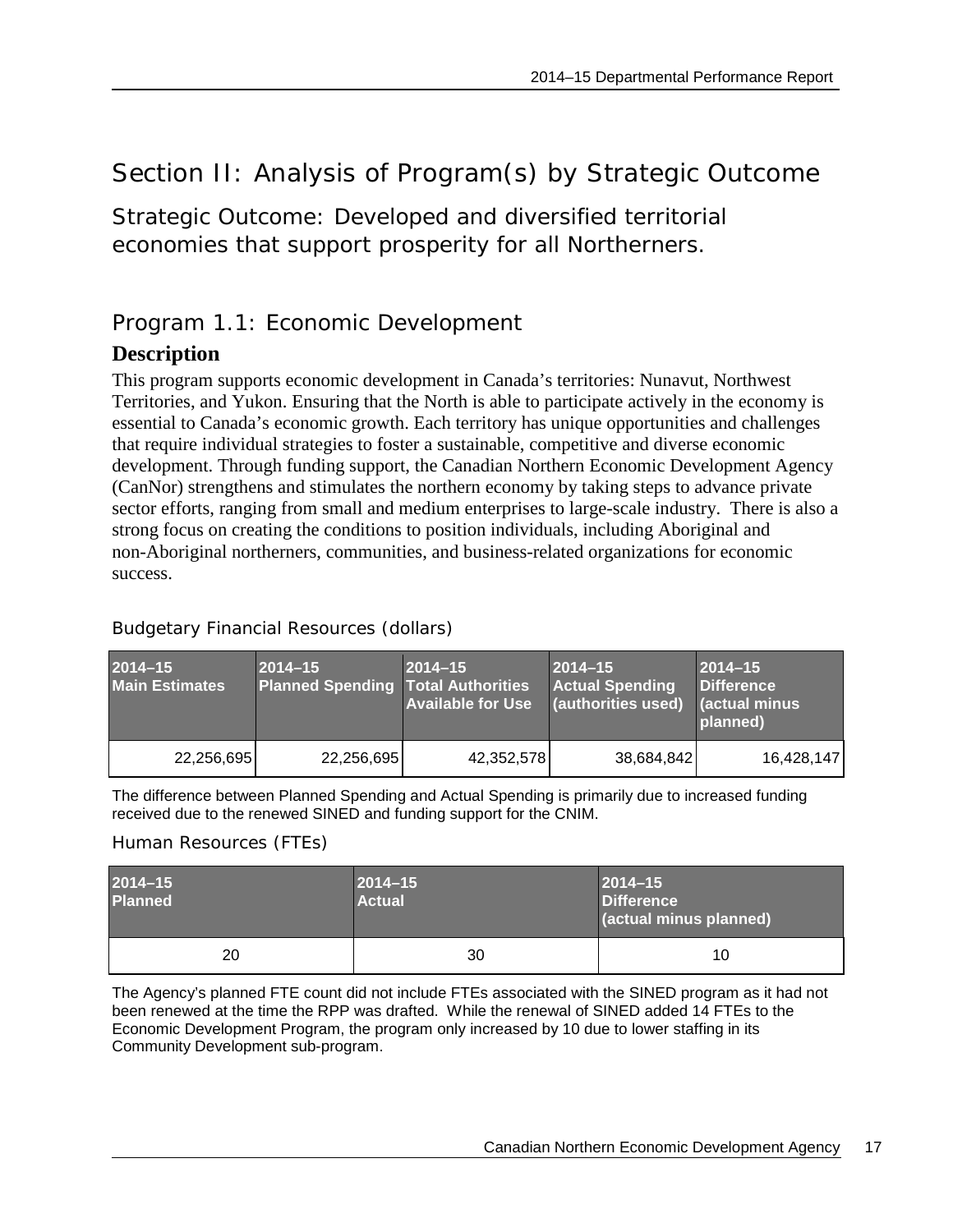# Section II: Analysis of Program(s) by Strategic Outcome

## Strategic Outcome: Developed and diversified territorial economies that support prosperity for all Northerners.

## Program 1.1: Economic Development

### Description

This program supports economic development in Canada's territories: Nunavut, Northwest Territories, and Yukon. Ensuring that the North is able to participate actively in the economy is essential to Canada's economic growth. Each territory has unique opportunities and challenges that require individual strategies to foster a sustainable, competitive and diverse economic development. Through funding support, the Canadian Northern Economic Development Agency (CanNor) strengthens and stimulates the northern economy by taking steps to advance private sector efforts, ranging from small and medium enterprises to large-scale industry. There is also a strong focus on creating the conditions to position individuals, including Aboriginal and non-Aboriginal northerners, communities, and business-related organizations for economic success.

Budgetary Financial Resources (dollars)

| 2014–15 Main Estimates | 2014–15 Planned Spending | 2014–15 Total Authorities Available for Use | 2014–15 Actual Spending (authorities used) | 2014–15 Difference (actual minus planned) |
|---|---|---|---|---|
| 22,256,695 | 22,256,695 | 42,352,578 | 38,684,842 | 16,428,147 |

The difference between Planned Spending and Actual Spending is primarily due to increased funding received due to the renewed SINED and funding support for the CNIM.

Human Resources (FTEs)

| 2014–15 Planned | 2014–15 Actual | 2014–15 Difference (actual minus planned) |
|---|---|---|
| 20 | 30 | 10 |

The Agency's planned FTE count did not include FTEs associated with the SINED program as it had not been renewed at the time the RPP was drafted. While the renewal of SINED added 14 FTEs to the Economic Development Program, the program only increased by 10 due to lower staffing in its Community Development sub-program.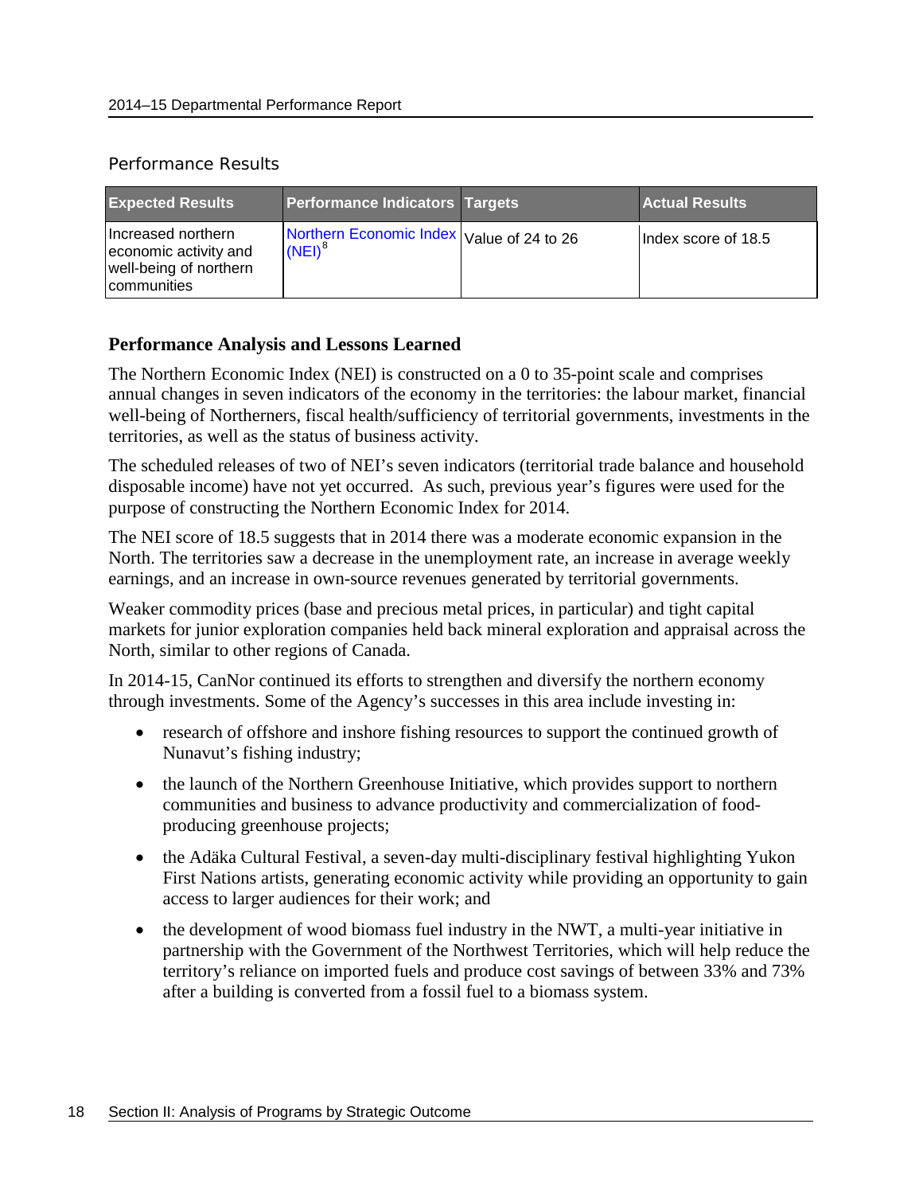Performance Results

| Expected Results | Performance Indicators | Targets | Actual Results |
|---|---|---|---|
| Increased northern economic activity and well-being of northern communities | Northern Economic Index (NEI)[8] | Value of 24 to 26 | Index score of 18.5 |

### Performance Analysis and Lessons Learned

The Northern Economic Index (NEI) is constructed on a 0 to 35-point scale and comprises annual changes in seven indicators of the economy in the territories: the labour market, financial well-being of Northerners, fiscal health/sufficiency of territorial governments, investments in the territories, as well as the status of business activity.

The scheduled releases of two of NEI's seven indicators (territorial trade balance and household disposable income) have not yet occurred. As such, previous year's figures were used for the purpose of constructing the Northern Economic Index for 2014.

The NEI score of 18.5 suggests that in 2014 there was a moderate economic expansion in the North. The territories saw a decrease in the unemployment rate, an increase in average weekly earnings, and an increase in own-source revenues generated by territorial governments.

Weaker commodity prices (base and precious metal prices, in particular) and tight capital markets for junior exploration companies held back mineral exploration and appraisal across the North, similar to other regions of Canada.

In 2014-15, CanNor continued its efforts to strengthen and diversify the northern economy through investments. Some of the Agency's successes in this area include investing in:

- research of offshore and inshore fishing resources to support the continued growth of Nunavut's fishing industry;
- the launch of the Northern Greenhouse Initiative, which provides support to northern communities and business to advance productivity and commercialization of food-producing greenhouse projects;
- the Adäka Cultural Festival, a seven-day multi-disciplinary festival highlighting Yukon First Nations artists, generating economic activity while providing an opportunity to gain access to larger audiences for their work; and
- the development of wood biomass fuel industry in the NWT, a multi-year initiative in partnership with the Government of the Northwest Territories, which will help reduce the territory's reliance on imported fuels and produce cost savings of between 33% and 73% after a building is converted from a fossil fuel to a biomass system.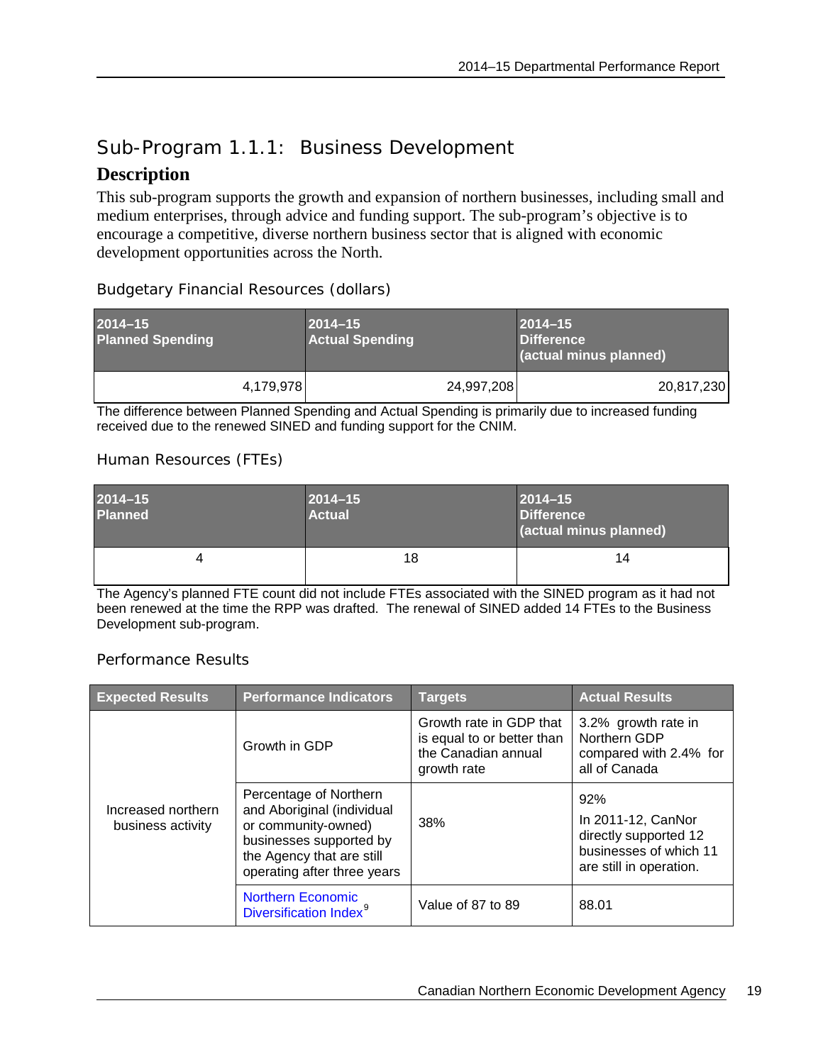## Sub-Program 1.1.1: Business Development

### Description

This sub-program supports the growth and expansion of northern businesses, including small and medium enterprises, through advice and funding support. The sub-program's objective is to encourage a competitive, diverse northern business sector that is aligned with economic development opportunities across the North.

#### Budgetary Financial Resources (dollars)

| 2014–15 Planned Spending | 2014–15 Actual Spending | 2014–15 Difference (actual minus planned) |
|---|---|---|
| 4,179,978 | 24,997,208 | 20,817,230 |

The difference between Planned Spending and Actual Spending is primarily due to increased funding received due to the renewed SINED and funding support for the CNIM.

#### Human Resources (FTEs)

| 2014–15 Planned | 2014–15 Actual | 2014–15 Difference (actual minus planned) |
|---|---|---|
| 4 | 18 | 14 |

The Agency's planned FTE count did not include FTEs associated with the SINED program as it had not been renewed at the time the RPP was drafted. The renewal of SINED added 14 FTEs to the Business Development sub-program.

#### Performance Results

| Expected Results | Performance Indicators | Targets | Actual Results |
|---|---|---|---|
| Increased northern business activity | Growth in GDP | Growth rate in GDP that is equal to or better than the Canadian annual growth rate | 3.2% growth rate in Northern GDP compared with 2.4% for all of Canada |
| | Percentage of Northern and Aboriginal (individual or community-owned) businesses supported by the Agency that are still operating after three years | 38% | 92%<br>In 2011-12, CanNor directly supported 12 businesses of which 11 are still in operation. |
| | Northern Economic Diversification Index[9] | Value of 87 to 89 | 88.01 |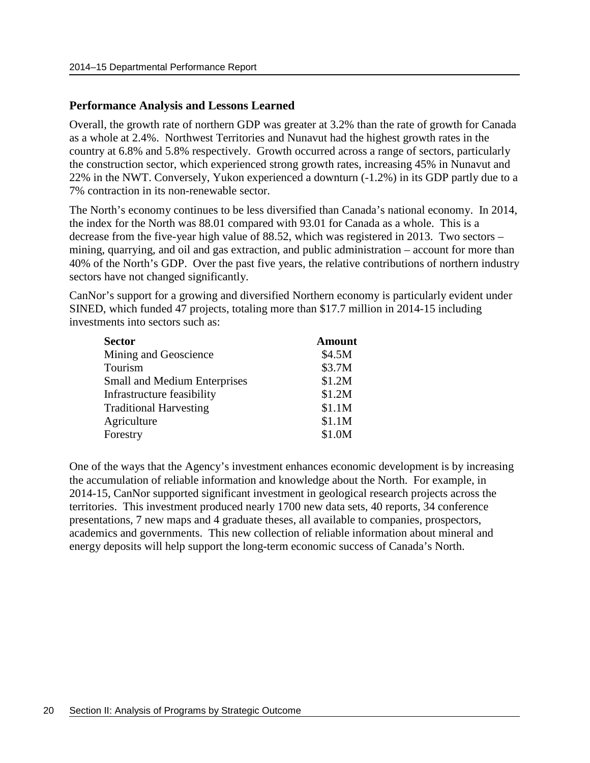### Performance Analysis and Lessons Learned

Overall, the growth rate of northern GDP was greater at 3.2% than the rate of growth for Canada as a whole at 2.4%. Northwest Territories and Nunavut had the highest growth rates in the country at 6.8% and 5.8% respectively. Growth occurred across a range of sectors, particularly the construction sector, which experienced strong growth rates, increasing 45% in Nunavut and 22% in the NWT. Conversely, Yukon experienced a downturn (-1.2%) in its GDP partly due to a 7% contraction in its non-renewable sector.

The North's economy continues to be less diversified than Canada's national economy. In 2014, the index for the North was 88.01 compared with 93.01 for Canada as a whole. This is a decrease from the five-year high value of 88.52, which was registered in 2013. Two sectors – mining, quarrying, and oil and gas extraction, and public administration – account for more than 40% of the North's GDP. Over the past five years, the relative contributions of northern industry sectors have not changed significantly.

CanNor's support for a growing and diversified Northern economy is particularly evident under SINED, which funded 47 projects, totaling more than $17.7 million in 2014-15 including investments into sectors such as:

| Sector | Amount |
|---|---|
| Mining and Geoscience | $4.5M |
| Tourism | $3.7M |
| Small and Medium Enterprises | $1.2M |
| Infrastructure feasibility | $1.2M |
| Traditional Harvesting | $1.1M |
| Agriculture | $1.1M |
| Forestry | $1.0M |

One of the ways that the Agency's investment enhances economic development is by increasing the accumulation of reliable information and knowledge about the North. For example, in 2014-15, CanNor supported significant investment in geological research projects across the territories. This investment produced nearly 1700 new data sets, 40 reports, 34 conference presentations, 7 new maps and 4 graduate theses, all available to companies, prospectors, academics and governments. This new collection of reliable information about mineral and energy deposits will help support the long-term economic success of Canada's North.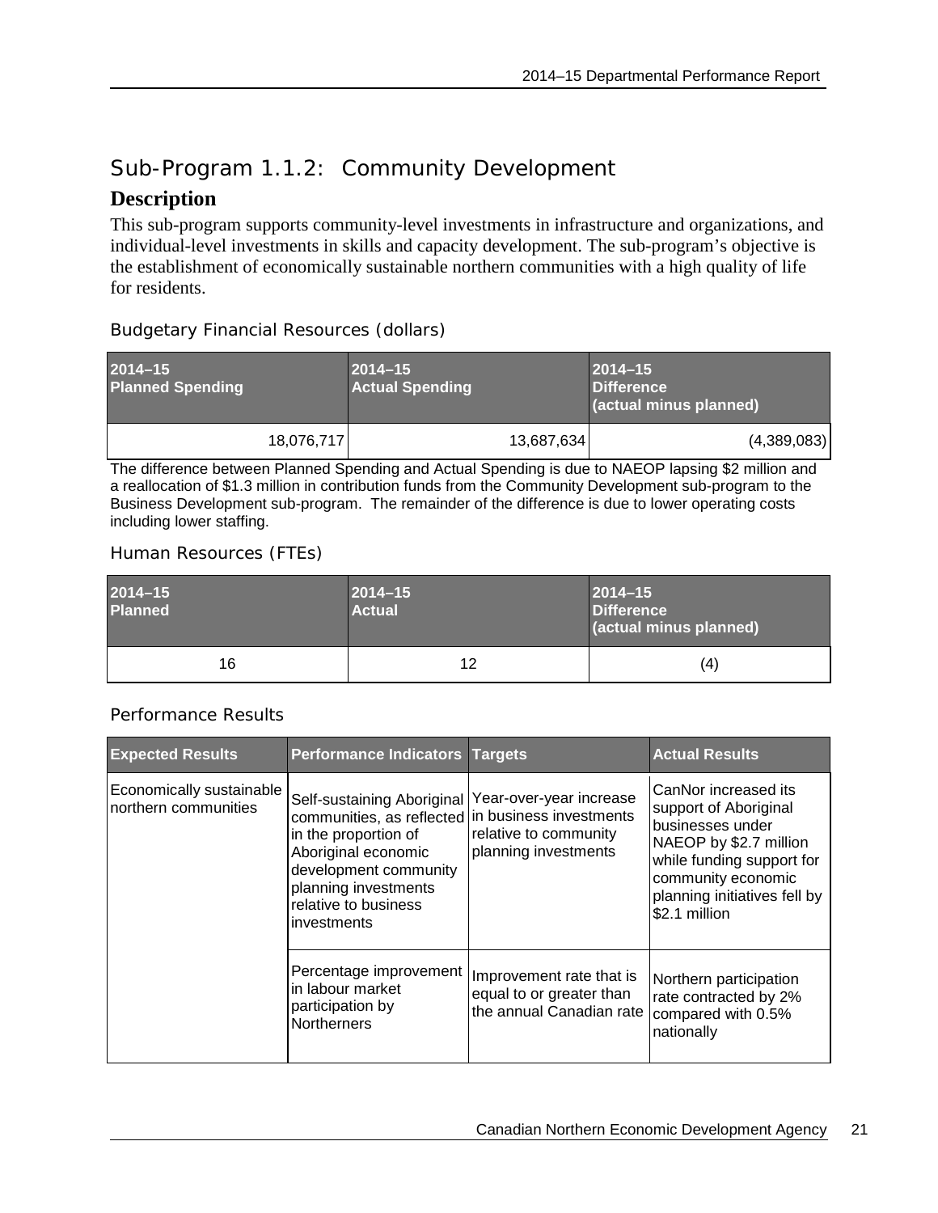## Sub-Program 1.1.2: Community Development

### Description

This sub-program supports community-level investments in infrastructure and organizations, and individual-level investments in skills and capacity development. The sub-program's objective is the establishment of economically sustainable northern communities with a high quality of life for residents.

Budgetary Financial Resources (dollars)

| 2014–15 Planned Spending | 2014–15 Actual Spending | 2014–15 Difference (actual minus planned) |
|---|---|---|
| 18,076,717 | 13,687,634 | (4,389,083) |

The difference between Planned Spending and Actual Spending is due to NAEOP lapsing $2 million and a reallocation of $1.3 million in contribution funds from the Community Development sub-program to the Business Development sub-program. The remainder of the difference is due to lower operating costs including lower staffing.

Human Resources (FTEs)

| 2014–15 Planned | 2014–15 Actual | 2014–15 Difference (actual minus planned) |
|---|---|---|
| 16 | 12 | (4) |

Performance Results

| Expected Results | Performance Indicators | Targets | Actual Results |
|---|---|---|---|
| Economically sustainable northern communities | Self-sustaining Aboriginal communities, as reflected in the proportion of Aboriginal economic development community planning investments relative to business investments | Year-over-year increase in business investments relative to community planning investments | CanNor increased its support of Aboriginal businesses under NAEOP by $2.7 million while funding support for community economic planning initiatives fell by $2.1 million |
| | Percentage improvement in labour market participation by Northerners | Improvement rate that is equal to or greater than the annual Canadian rate | Northern participation rate contracted by 2% compared with 0.5% nationally |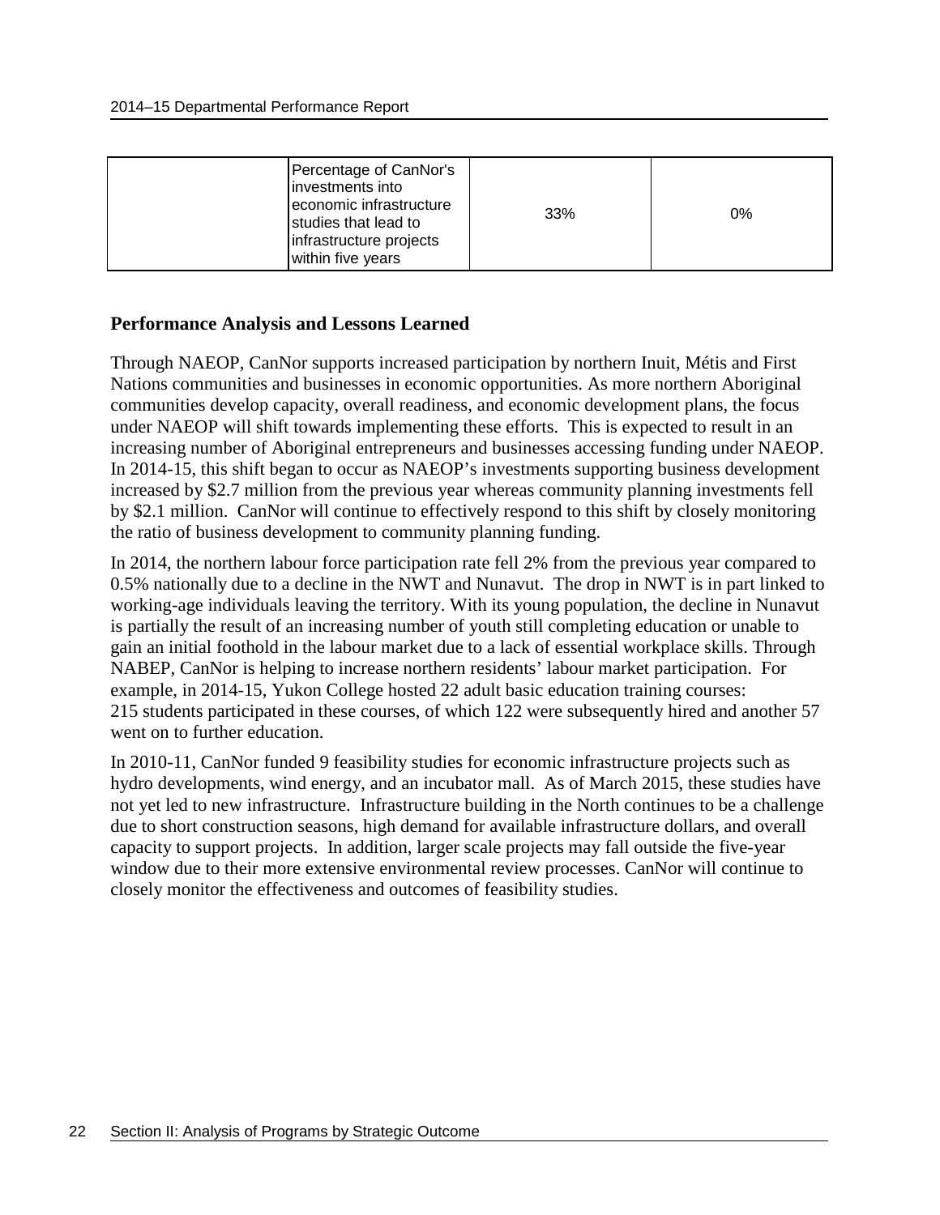|  | Percentage of CanNor's investments into economic infrastructure studies that lead to infrastructure projects within five years | 33% | 0% |
| --- | --- | --- | --- |

**Performance Analysis and Lessons Learned**

Through NAEOP, CanNor supports increased participation by northern Inuit, Métis and First Nations communities and businesses in economic opportunities. As more northern Aboriginal communities develop capacity, overall readiness, and economic development plans, the focus under NAEOP will shift towards implementing these efforts. This is expected to result in an increasing number of Aboriginal entrepreneurs and businesses accessing funding under NAEOP. In 2014-15, this shift began to occur as NAEOP's investments supporting business development increased by $2.7 million from the previous year whereas community planning investments fell by $2.1 million. CanNor will continue to effectively respond to this shift by closely monitoring the ratio of business development to community planning funding.

In 2014, the northern labour force participation rate fell 2% from the previous year compared to 0.5% nationally due to a decline in the NWT and Nunavut. The drop in NWT is in part linked to working-age individuals leaving the territory. With its young population, the decline in Nunavut is partially the result of an increasing number of youth still completing education or unable to gain an initial foothold in the labour market due to a lack of essential workplace skills. Through NABEP, CanNor is helping to increase northern residents' labour market participation. For example, in 2014-15, Yukon College hosted 22 adult basic education training courses: 215 students participated in these courses, of which 122 were subsequently hired and another 57 went on to further education.

In 2010-11, CanNor funded 9 feasibility studies for economic infrastructure projects such as hydro developments, wind energy, and an incubator mall. As of March 2015, these studies have not yet led to new infrastructure. Infrastructure building in the North continues to be a challenge due to short construction seasons, high demand for available infrastructure dollars, and overall capacity to support projects. In addition, larger scale projects may fall outside the five-year window due to their more extensive environmental review processes. CanNor will continue to closely monitor the effectiveness and outcomes of feasibility studies.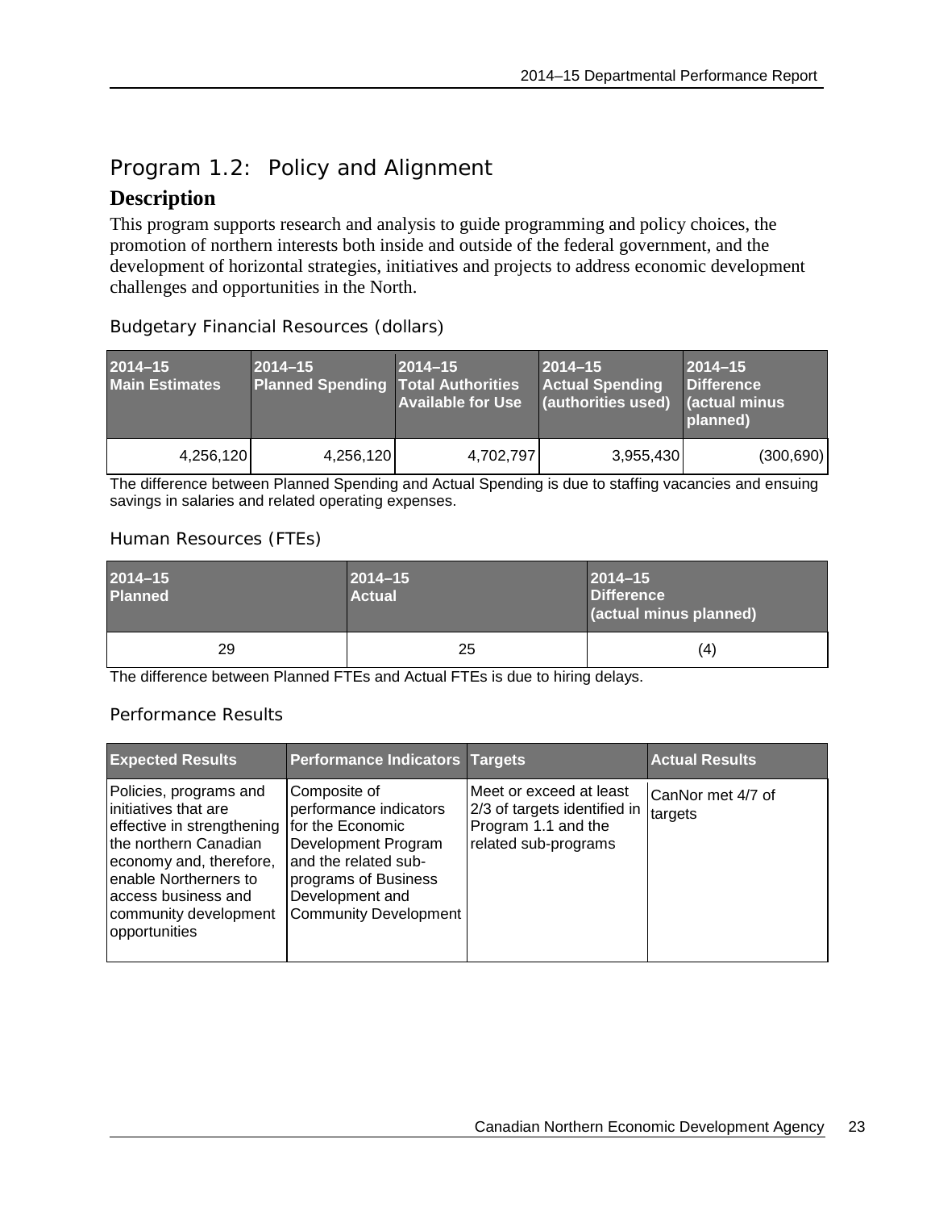## Program 1.2: Policy and Alignment

### Description

This program supports research and analysis to guide programming and policy choices, the promotion of northern interests both inside and outside of the federal government, and the development of horizontal strategies, initiatives and projects to address economic development challenges and opportunities in the North.

Budgetary Financial Resources (dollars)

| 2014–15 Main Estimates | 2014–15 Planned Spending | 2014–15 Total Authorities Available for Use | 2014–15 Actual Spending (authorities used) | 2014–15 Difference (actual minus planned) |
|---|---|---|---|---|
| 4,256,120 | 4,256,120 | 4,702,797 | 3,955,430 | (300,690) |

The difference between Planned Spending and Actual Spending is due to staffing vacancies and ensuing savings in salaries and related operating expenses.

Human Resources (FTEs)

| 2014–15 Planned | 2014–15 Actual | 2014–15 Difference (actual minus planned) |
|---|---|---|
| 29 | 25 | (4) |

The difference between Planned FTEs and Actual FTEs is due to hiring delays.

Performance Results

| Expected Results | Performance Indicators | Targets | Actual Results |
|---|---|---|---|
| Policies, programs and initiatives that are effective in strengthening the northern Canadian economy and, therefore, enable Northerners to access business and community development opportunities | Composite of performance indicators for the Economic Development Program and the related sub-programs of Business Development and Community Development | Meet or exceed at least 2/3 of targets identified in Program 1.1 and the related sub-programs | CanNor met 4/7 of targets |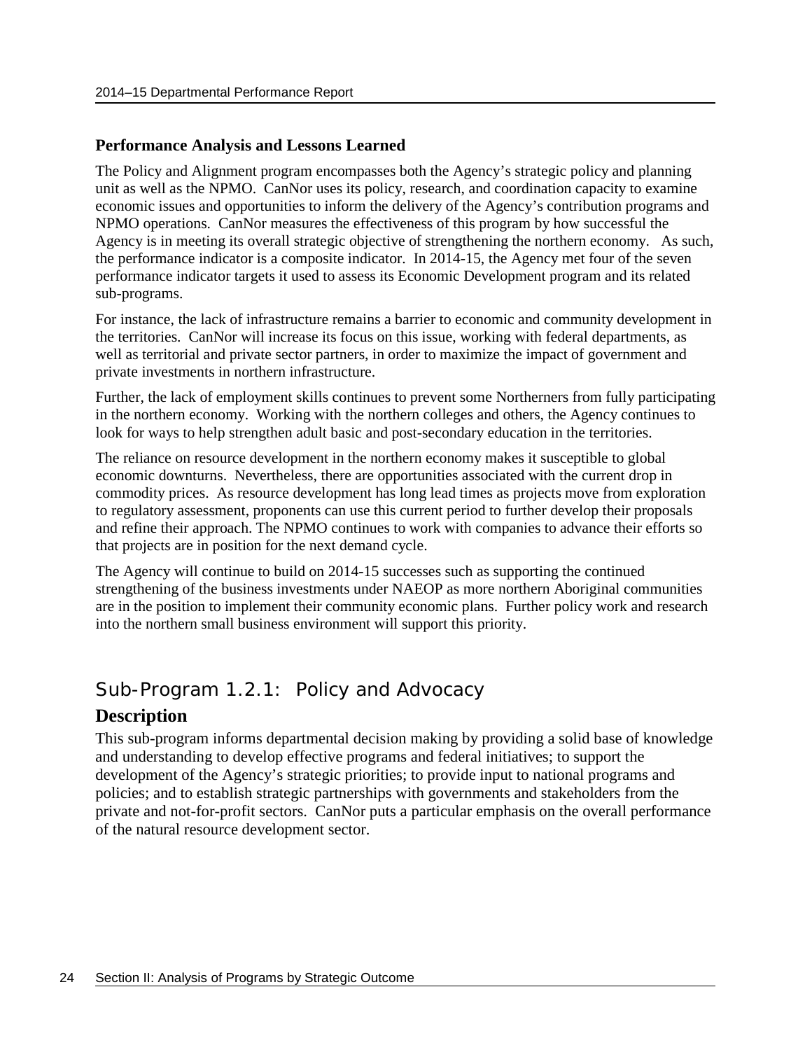### Performance Analysis and Lessons Learned

The Policy and Alignment program encompasses both the Agency's strategic policy and planning unit as well as the NPMO. CanNor uses its policy, research, and coordination capacity to examine economic issues and opportunities to inform the delivery of the Agency's contribution programs and NPMO operations. CanNor measures the effectiveness of this program by how successful the Agency is in meeting its overall strategic objective of strengthening the northern economy. As such, the performance indicator is a composite indicator. In 2014-15, the Agency met four of the seven performance indicator targets it used to assess its Economic Development program and its related sub-programs.

For instance, the lack of infrastructure remains a barrier to economic and community development in the territories. CanNor will increase its focus on this issue, working with federal departments, as well as territorial and private sector partners, in order to maximize the impact of government and private investments in northern infrastructure.

Further, the lack of employment skills continues to prevent some Northerners from fully participating in the northern economy. Working with the northern colleges and others, the Agency continues to look for ways to help strengthen adult basic and post-secondary education in the territories.

The reliance on resource development in the northern economy makes it susceptible to global economic downturns. Nevertheless, there are opportunities associated with the current drop in commodity prices. As resource development has long lead times as projects move from exploration to regulatory assessment, proponents can use this current period to further develop their proposals and refine their approach. The NPMO continues to work with companies to advance their efforts so that projects are in position for the next demand cycle.

The Agency will continue to build on 2014-15 successes such as supporting the continued strengthening of the business investments under NAEOP as more northern Aboriginal communities are in the position to implement their community economic plans. Further policy work and research into the northern small business environment will support this priority.

## Sub-Program 1.2.1: Policy and Advocacy

### Description

This sub-program informs departmental decision making by providing a solid base of knowledge and understanding to develop effective programs and federal initiatives; to support the development of the Agency's strategic priorities; to provide input to national programs and policies; and to establish strategic partnerships with governments and stakeholders from the private and not-for-profit sectors. CanNor puts a particular emphasis on the overall performance of the natural resource development sector.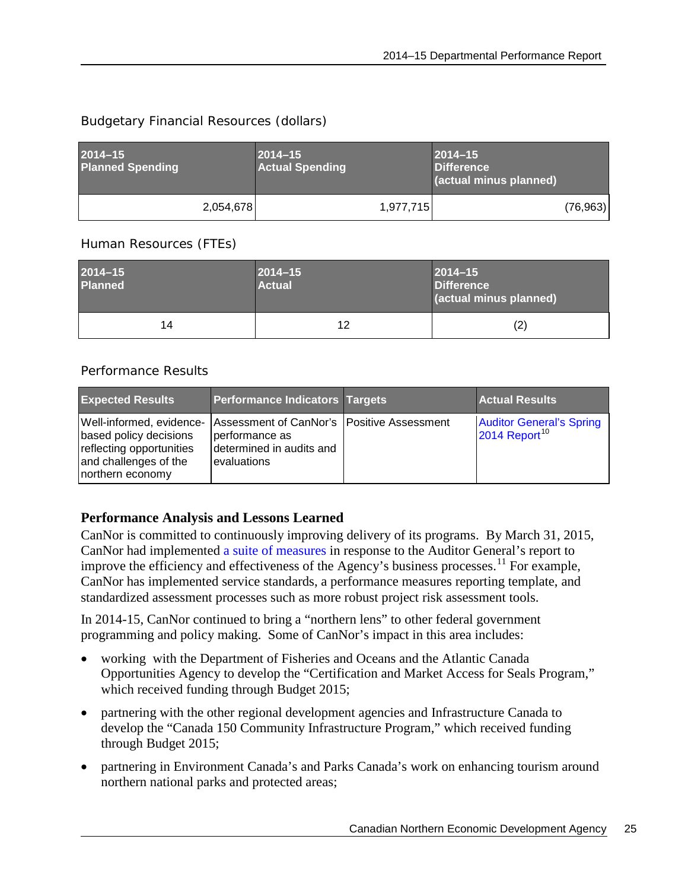Budgetary Financial Resources (dollars)

| 2014–15 Planned Spending | 2014–15 Actual Spending | 2014–15 Difference (actual minus planned) |
|---|---|---|
| 2,054,678 | 1,977,715 | (76,963) |

Human Resources (FTEs)

| 2014–15 Planned | 2014–15 Actual | 2014–15 Difference (actual minus planned) |
|---|---|---|
| 14 | 12 | (2) |

Performance Results

| Expected Results | Performance Indicators | Targets | Actual Results |
|---|---|---|---|
| Well-informed, evidence-based policy decisions reflecting opportunities and challenges of the northern economy | Assessment of CanNor's performance as determined in audits and evaluations | Positive Assessment | Auditor General's Spring 2014 Report[10] |

**Performance Analysis and Lessons Learned**

CanNor is committed to continuously improving delivery of its programs. By March 31, 2015, CanNor had implemented a suite of measures in response to the Auditor General's report to improve the efficiency and effectiveness of the Agency's business processes.[11] For example, CanNor has implemented service standards, a performance measures reporting template, and standardized assessment processes such as more robust project risk assessment tools.

In 2014-15, CanNor continued to bring a "northern lens" to other federal government programming and policy making. Some of CanNor's impact in this area includes:

- working with the Department of Fisheries and Oceans and the Atlantic Canada Opportunities Agency to develop the "Certification and Market Access for Seals Program," which received funding through Budget 2015;
- partnering with the other regional development agencies and Infrastructure Canada to develop the "Canada 150 Community Infrastructure Program," which received funding through Budget 2015;
- partnering in Environment Canada's and Parks Canada's work on enhancing tourism around northern national parks and protected areas;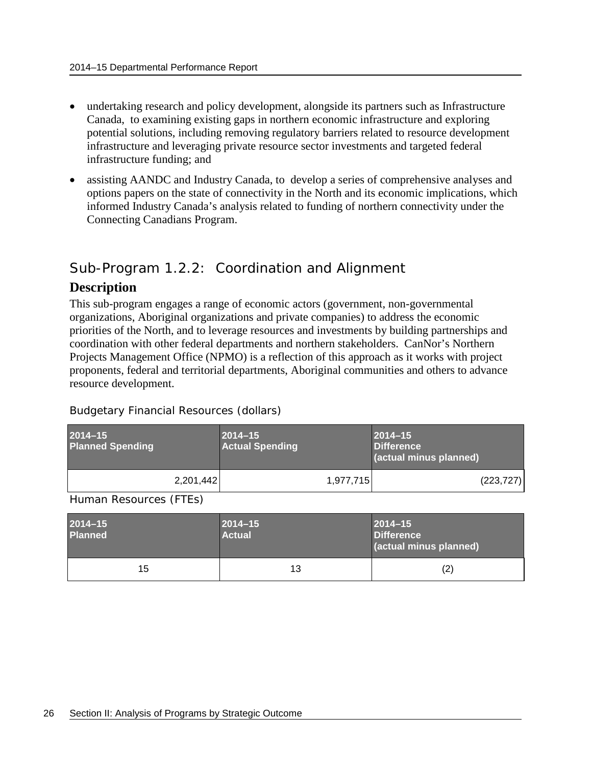- undertaking research and policy development, alongside its partners such as Infrastructure Canada, to examining existing gaps in northern economic infrastructure and exploring potential solutions, including removing regulatory barriers related to resource development infrastructure and leveraging private resource sector investments and targeted federal infrastructure funding; and
- assisting AANDC and Industry Canada, to develop a series of comprehensive analyses and options papers on the state of connectivity in the North and its economic implications, which informed Industry Canada's analysis related to funding of northern connectivity under the Connecting Canadians Program.

## Sub-Program 1.2.2: Coordination and Alignment

### Description

This sub-program engages a range of economic actors (government, non-governmental organizations, Aboriginal organizations and private companies) to address the economic priorities of the North, and to leverage resources and investments by building partnerships and coordination with other federal departments and northern stakeholders. CanNor's Northern Projects Management Office (NPMO) is a reflection of this approach as it works with project proponents, federal and territorial departments, Aboriginal communities and others to advance resource development.

Budgetary Financial Resources (dollars)

| 2014–15 Planned Spending | 2014–15 Actual Spending | 2014–15 Difference (actual minus planned) |
|---|---|---|
| 2,201,442 | 1,977,715 | (223,727) |

Human Resources (FTEs)

| 2014–15 Planned | 2014–15 Actual | 2014–15 Difference (actual minus planned) |
|---|---|---|
| 15 | 13 | (2) |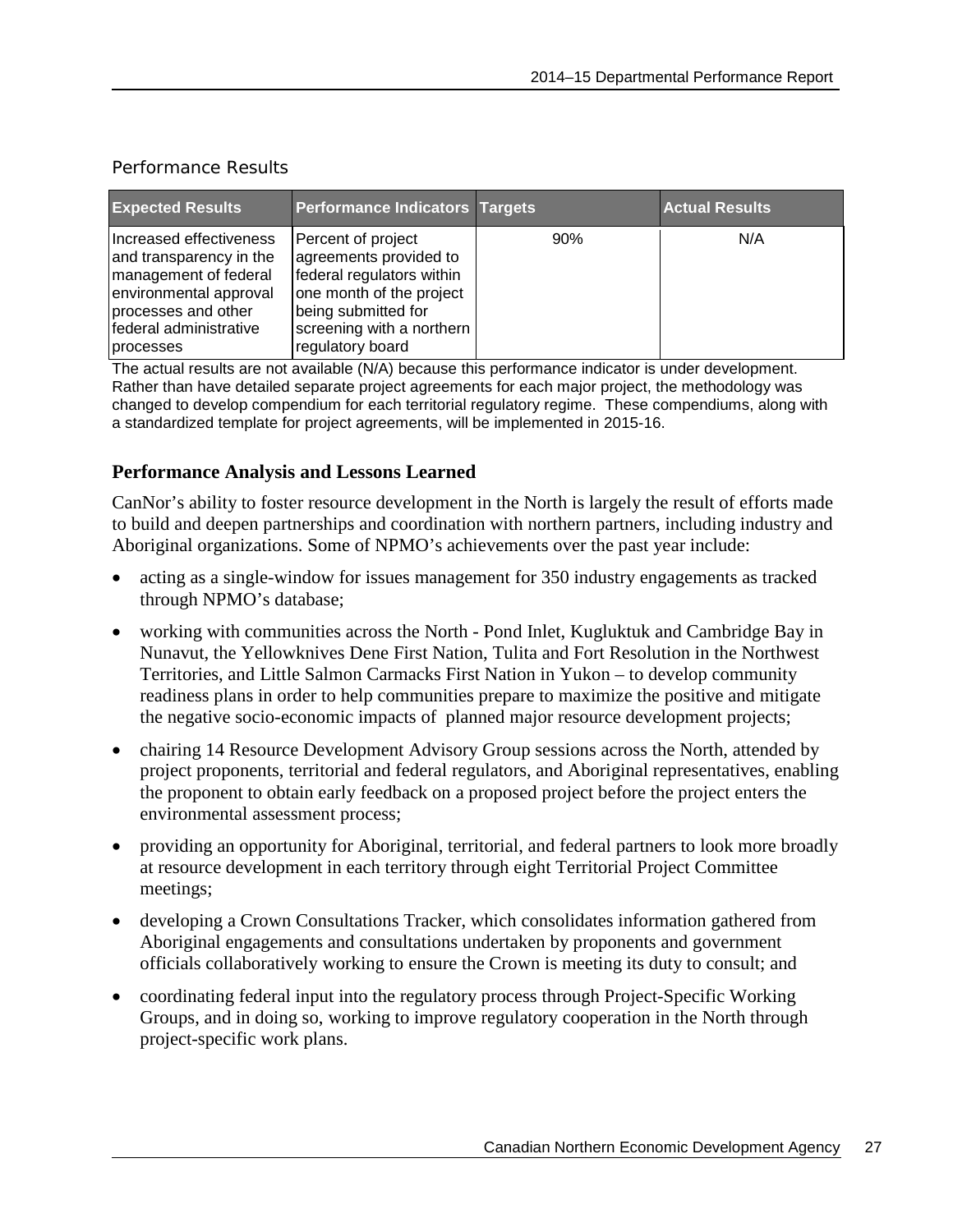Performance Results

| Expected Results | Performance Indicators | Targets | Actual Results |
|---|---|---|---|
| Increased effectiveness and transparency in the management of federal environmental approval processes and other federal administrative processes | Percent of project agreements provided to federal regulators within one month of the project being submitted for screening with a northern regulatory board | 90% | N/A |

The actual results are not available (N/A) because this performance indicator is under development. Rather than have detailed separate project agreements for each major project, the methodology was changed to develop compendium for each territorial regulatory regime. These compendiums, along with a standardized template for project agreements, will be implemented in 2015-16.

### Performance Analysis and Lessons Learned

CanNor's ability to foster resource development in the North is largely the result of efforts made to build and deepen partnerships and coordination with northern partners, including industry and Aboriginal organizations. Some of NPMO's achievements over the past year include:

- acting as a single-window for issues management for 350 industry engagements as tracked through NPMO's database;
- working with communities across the North - Pond Inlet, Kugluktuk and Cambridge Bay in Nunavut, the Yellowknives Dene First Nation, Tulita and Fort Resolution in the Northwest Territories, and Little Salmon Carmacks First Nation in Yukon – to develop community readiness plans in order to help communities prepare to maximize the positive and mitigate the negative socio-economic impacts of planned major resource development projects;
- chairing 14 Resource Development Advisory Group sessions across the North, attended by project proponents, territorial and federal regulators, and Aboriginal representatives, enabling the proponent to obtain early feedback on a proposed project before the project enters the environmental assessment process;
- providing an opportunity for Aboriginal, territorial, and federal partners to look more broadly at resource development in each territory through eight Territorial Project Committee meetings;
- developing a Crown Consultations Tracker, which consolidates information gathered from Aboriginal engagements and consultations undertaken by proponents and government officials collaboratively working to ensure the Crown is meeting its duty to consult; and
- coordinating federal input into the regulatory process through Project-Specific Working Groups, and in doing so, working to improve regulatory cooperation in the North through project-specific work plans.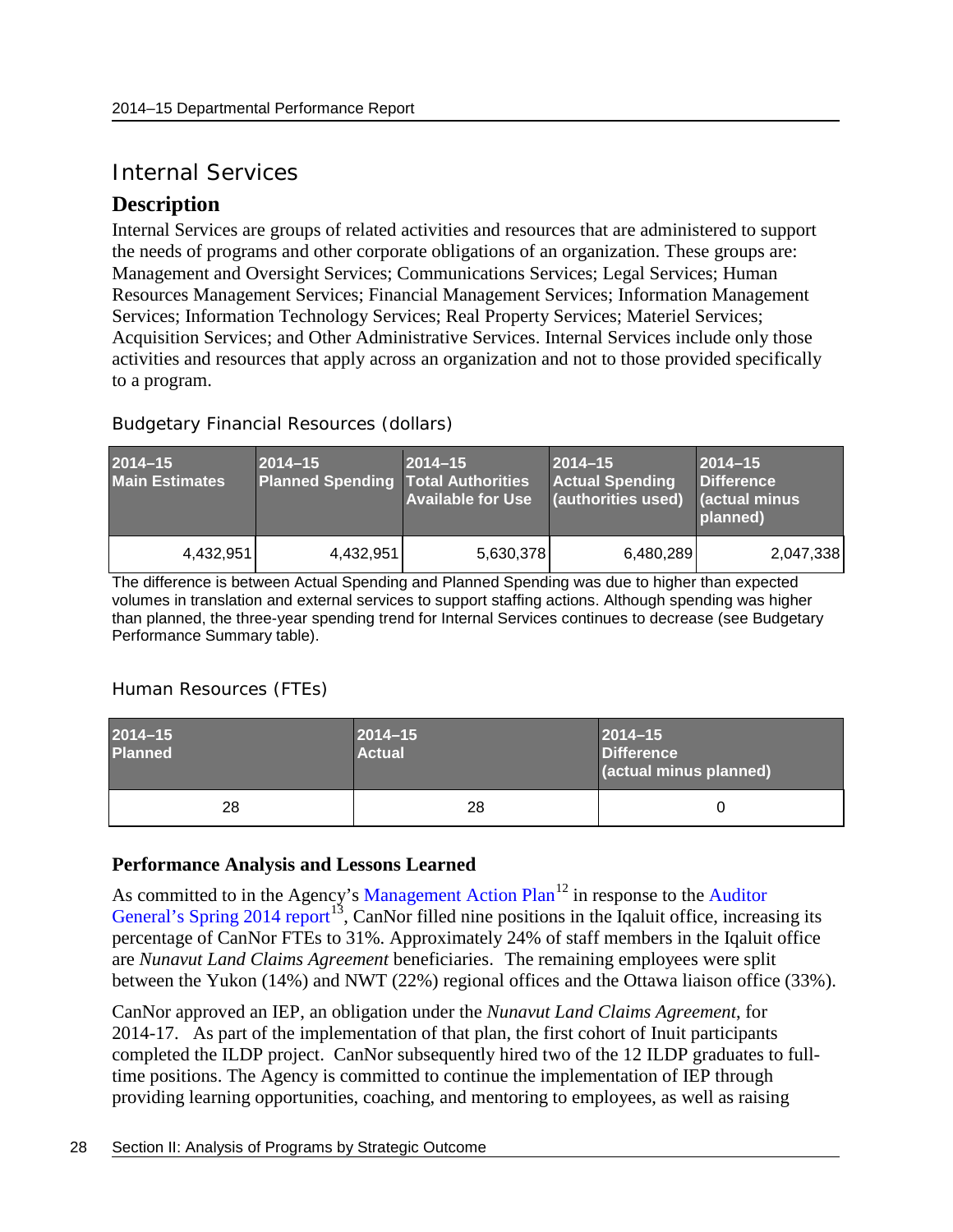## Internal Services

### Description

Internal Services are groups of related activities and resources that are administered to support the needs of programs and other corporate obligations of an organization. These groups are: Management and Oversight Services; Communications Services; Legal Services; Human Resources Management Services; Financial Management Services; Information Management Services; Information Technology Services; Real Property Services; Materiel Services; Acquisition Services; and Other Administrative Services. Internal Services include only those activities and resources that apply across an organization and not to those provided specifically to a program.

Budgetary Financial Resources (dollars)

| 2014–15 Main Estimates | 2014–15 Planned Spending | 2014–15 Total Authorities Available for Use | 2014–15 Actual Spending (authorities used) | 2014–15 Difference (actual minus planned) |
|---|---|---|---|---|
| 4,432,951 | 4,432,951 | 5,630,378 | 6,480,289 | 2,047,338 |

The difference is between Actual Spending and Planned Spending was due to higher than expected volumes in translation and external services to support staffing actions. Although spending was higher than planned, the three-year spending trend for Internal Services continues to decrease (see Budgetary Performance Summary table).

Human Resources (FTEs)

| 2014–15 Planned | 2014–15 Actual | 2014–15 Difference (actual minus planned) |
|---|---|---|
| 28 | 28 | 0 |

### Performance Analysis and Lessons Learned

As committed to in the Agency's Management Action Plan[12] in response to the Auditor General's Spring 2014 report[13], CanNor filled nine positions in the Iqaluit office, increasing its percentage of CanNor FTEs to 31%. Approximately 24% of staff members in the Iqaluit office are *Nunavut Land Claims Agreement* beneficiaries. The remaining employees were split between the Yukon (14%) and NWT (22%) regional offices and the Ottawa liaison office (33%).

CanNor approved an IEP, an obligation under the *Nunavut Land Claims Agreement*, for 2014-17. As part of the implementation of that plan, the first cohort of Inuit participants completed the ILDP project. CanNor subsequently hired two of the 12 ILDP graduates to full-time positions. The Agency is committed to continue the implementation of IEP through providing learning opportunities, coaching, and mentoring to employees, as well as raising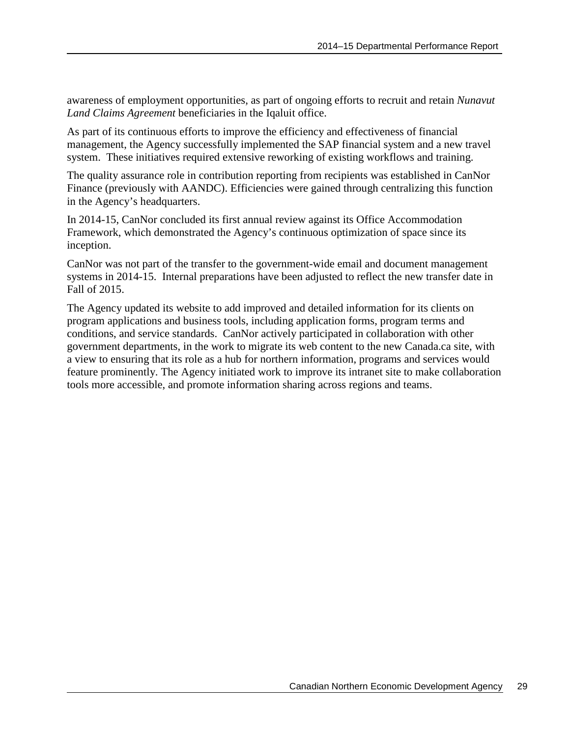awareness of employment opportunities, as part of ongoing efforts to recruit and retain *Nunavut Land Claims Agreement* beneficiaries in the Iqaluit office.

As part of its continuous efforts to improve the efficiency and effectiveness of financial management, the Agency successfully implemented the SAP financial system and a new travel system. These initiatives required extensive reworking of existing workflows and training.

The quality assurance role in contribution reporting from recipients was established in CanNor Finance (previously with AANDC). Efficiencies were gained through centralizing this function in the Agency's headquarters.

In 2014-15, CanNor concluded its first annual review against its Office Accommodation Framework, which demonstrated the Agency's continuous optimization of space since its inception.

CanNor was not part of the transfer to the government-wide email and document management systems in 2014-15. Internal preparations have been adjusted to reflect the new transfer date in Fall of 2015.

The Agency updated its website to add improved and detailed information for its clients on program applications and business tools, including application forms, program terms and conditions, and service standards. CanNor actively participated in collaboration with other government departments, in the work to migrate its web content to the new Canada.ca site, with a view to ensuring that its role as a hub for northern information, programs and services would feature prominently. The Agency initiated work to improve its intranet site to make collaboration tools more accessible, and promote information sharing across regions and teams.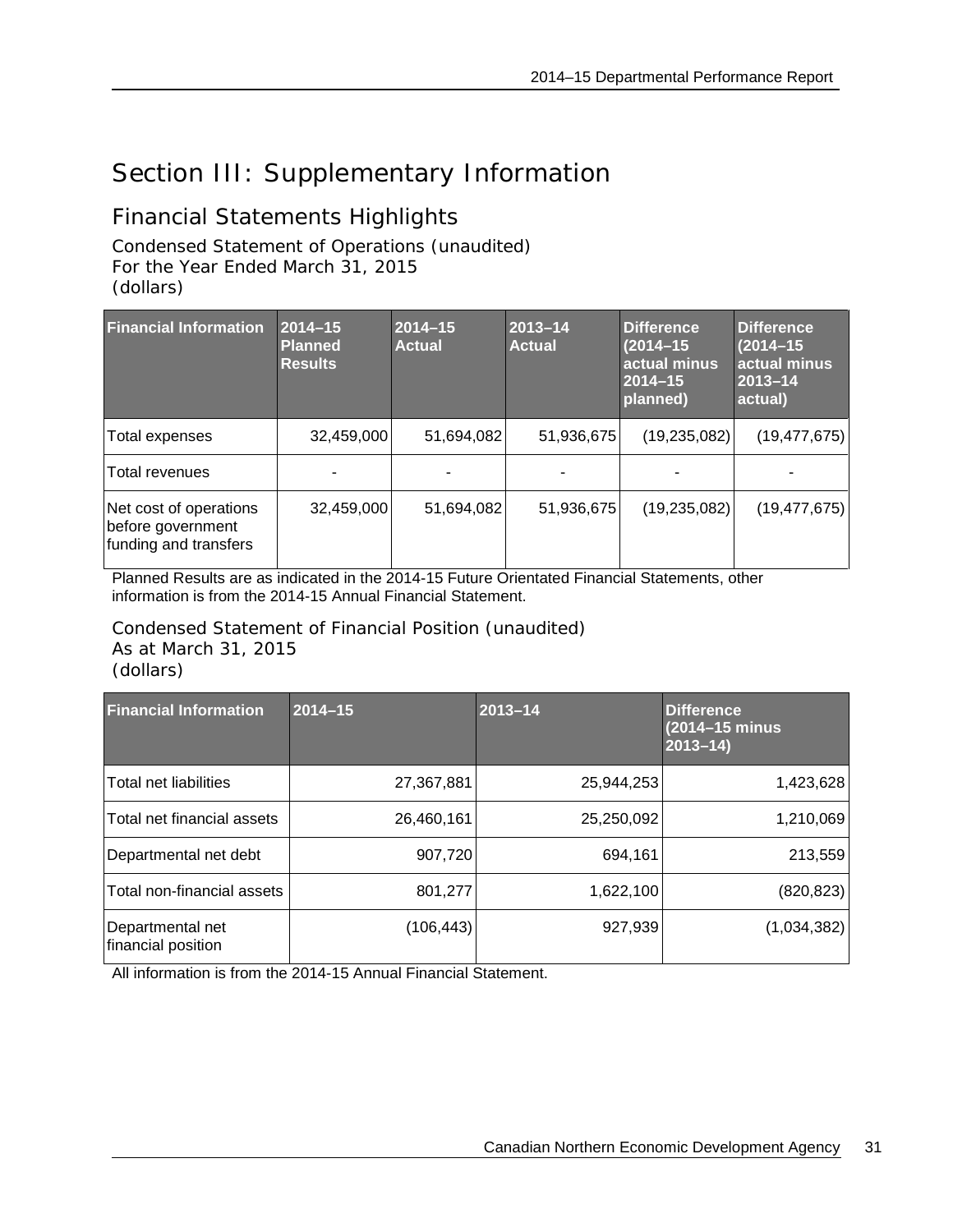# Section III: Supplementary Information

## Financial Statements Highlights

### Condensed Statement of Operations (unaudited)
For the Year Ended March 31, 2015
(dollars)

| Financial Information | 2014–15 Planned Results | 2014–15 Actual | 2013–14 Actual | Difference (2014–15 actual minus 2014–15 planned) | Difference (2014–15 actual minus 2013–14 actual) |
|---|---|---|---|---|---|
| Total expenses | 32,459,000 | 51,694,082 | 51,936,675 | (19,235,082) | (19,477,675) |
| Total revenues | - | - | - | - | - |
| Net cost of operations before government funding and transfers | 32,459,000 | 51,694,082 | 51,936,675 | (19,235,082) | (19,477,675) |

Planned Results are as indicated in the 2014-15 Future Orientated Financial Statements, other information is from the 2014-15 Annual Financial Statement.

### Condensed Statement of Financial Position (unaudited)
As at March 31, 2015
(dollars)

| Financial Information | 2014–15 | 2013–14 | Difference (2014–15 minus 2013–14) |
|---|---|---|---|
| Total net liabilities | 27,367,881 | 25,944,253 | 1,423,628 |
| Total net financial assets | 26,460,161 | 25,250,092 | 1,210,069 |
| Departmental net debt | 907,720 | 694,161 | 213,559 |
| Total non-financial assets | 801,277 | 1,622,100 | (820,823) |
| Departmental net financial position | (106,443) | 927,939 | (1,034,382) |

All information is from the 2014-15 Annual Financial Statement.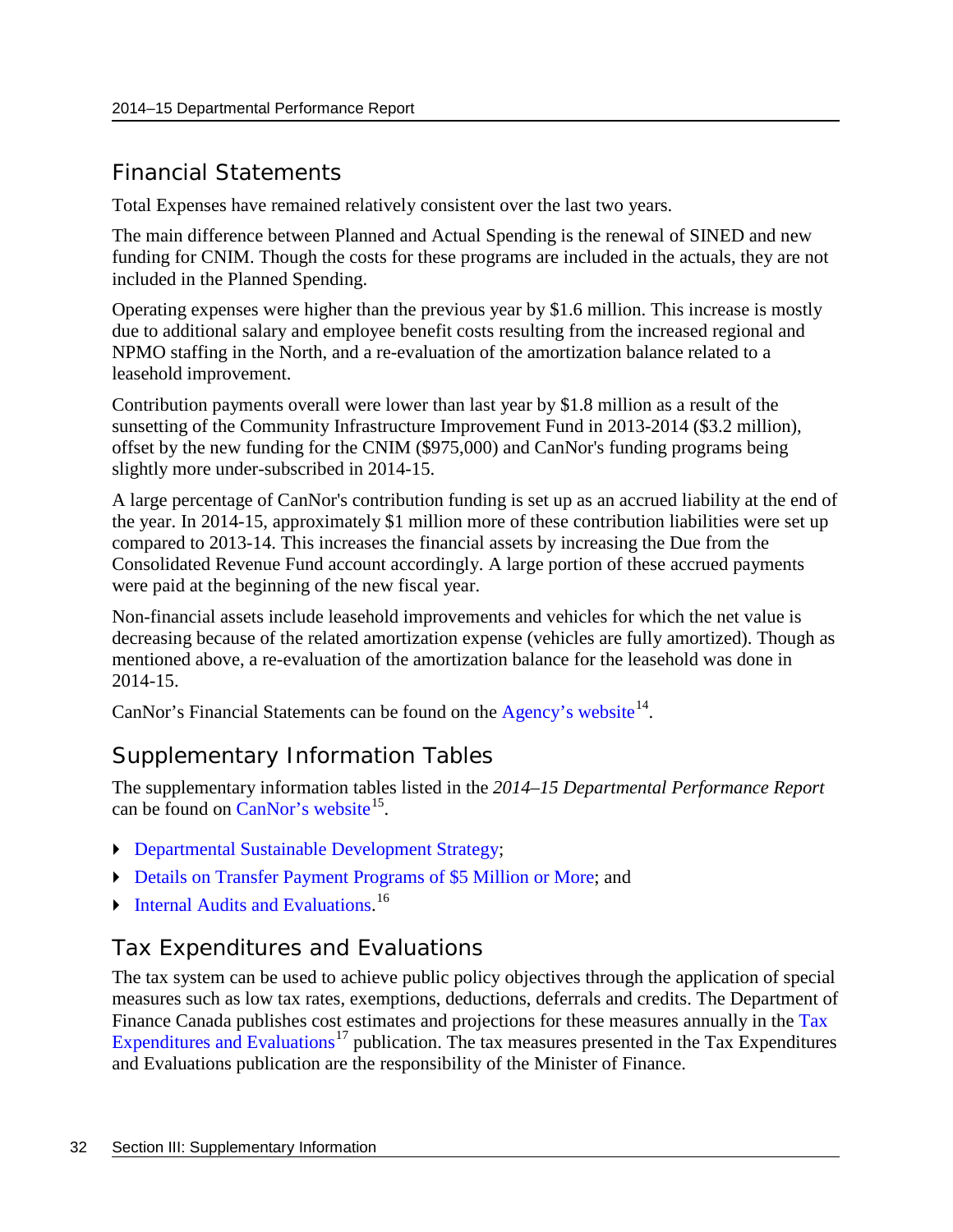## Financial Statements

Total Expenses have remained relatively consistent over the last two years.

The main difference between Planned and Actual Spending is the renewal of SINED and new funding for CNIM. Though the costs for these programs are included in the actuals, they are not included in the Planned Spending.

Operating expenses were higher than the previous year by $1.6 million. This increase is mostly due to additional salary and employee benefit costs resulting from the increased regional and NPMO staffing in the North, and a re-evaluation of the amortization balance related to a leasehold improvement.

Contribution payments overall were lower than last year by $1.8 million as a result of the sunsetting of the Community Infrastructure Improvement Fund in 2013-2014 ($3.2 million), offset by the new funding for the CNIM ($975,000) and CanNor's funding programs being slightly more under-subscribed in 2014-15.

A large percentage of CanNor's contribution funding is set up as an accrued liability at the end of the year. In 2014-15, approximately $1 million more of these contribution liabilities were set up compared to 2013-14. This increases the financial assets by increasing the Due from the Consolidated Revenue Fund account accordingly. A large portion of these accrued payments were paid at the beginning of the new fiscal year.

Non-financial assets include leasehold improvements and vehicles for which the net value is decreasing because of the related amortization expense (vehicles are fully amortized). Though as mentioned above, a re-evaluation of the amortization balance for the leasehold was done in 2014-15.

CanNor's Financial Statements can be found on the Agency's website[14].

## Supplementary Information Tables

The supplementary information tables listed in the *2014–15 Departmental Performance Report* can be found on CanNor's website[15].

- Departmental Sustainable Development Strategy;
- Details on Transfer Payment Programs of $5 Million or More; and
- Internal Audits and Evaluations.[16]

## Tax Expenditures and Evaluations

The tax system can be used to achieve public policy objectives through the application of special measures such as low tax rates, exemptions, deductions, deferrals and credits. The Department of Finance Canada publishes cost estimates and projections for these measures annually in the Tax Expenditures and Evaluations[17] publication. The tax measures presented in the Tax Expenditures and Evaluations publication are the responsibility of the Minister of Finance.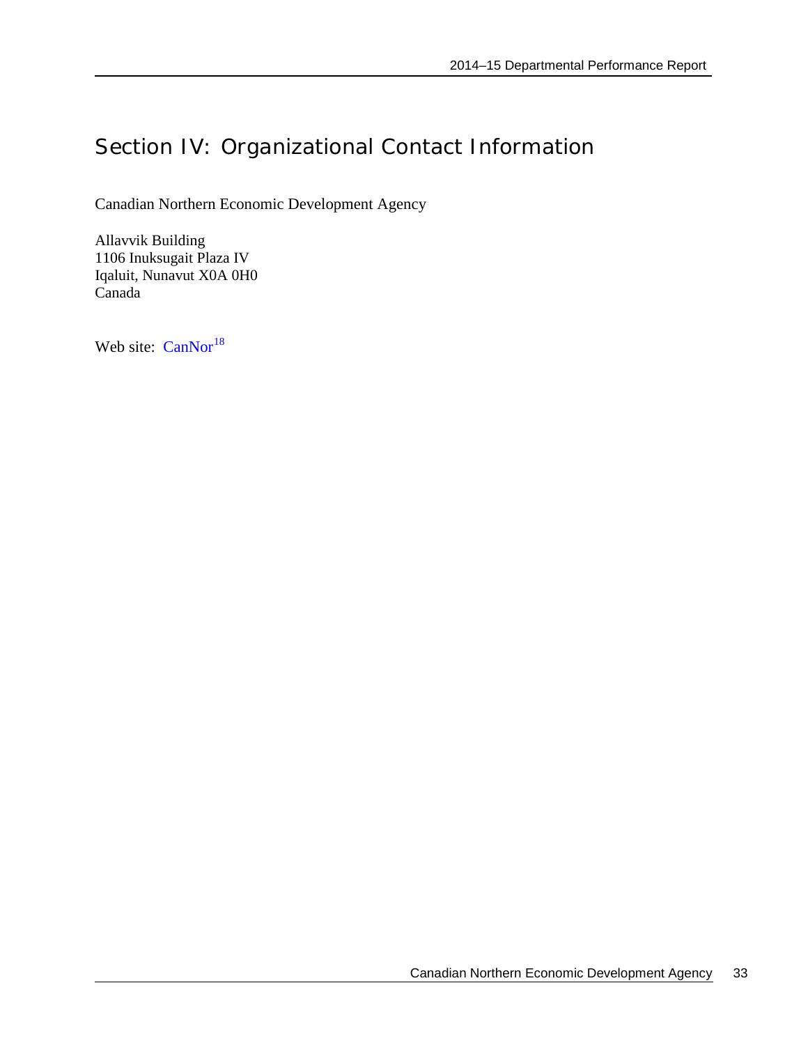# Section IV: Organizational Contact Information

Canadian Northern Economic Development Agency

Allavvik Building
1106 Inuksugait Plaza IV
Iqaluit, Nunavut X0A 0H0
Canada

Web site: CanNor[18]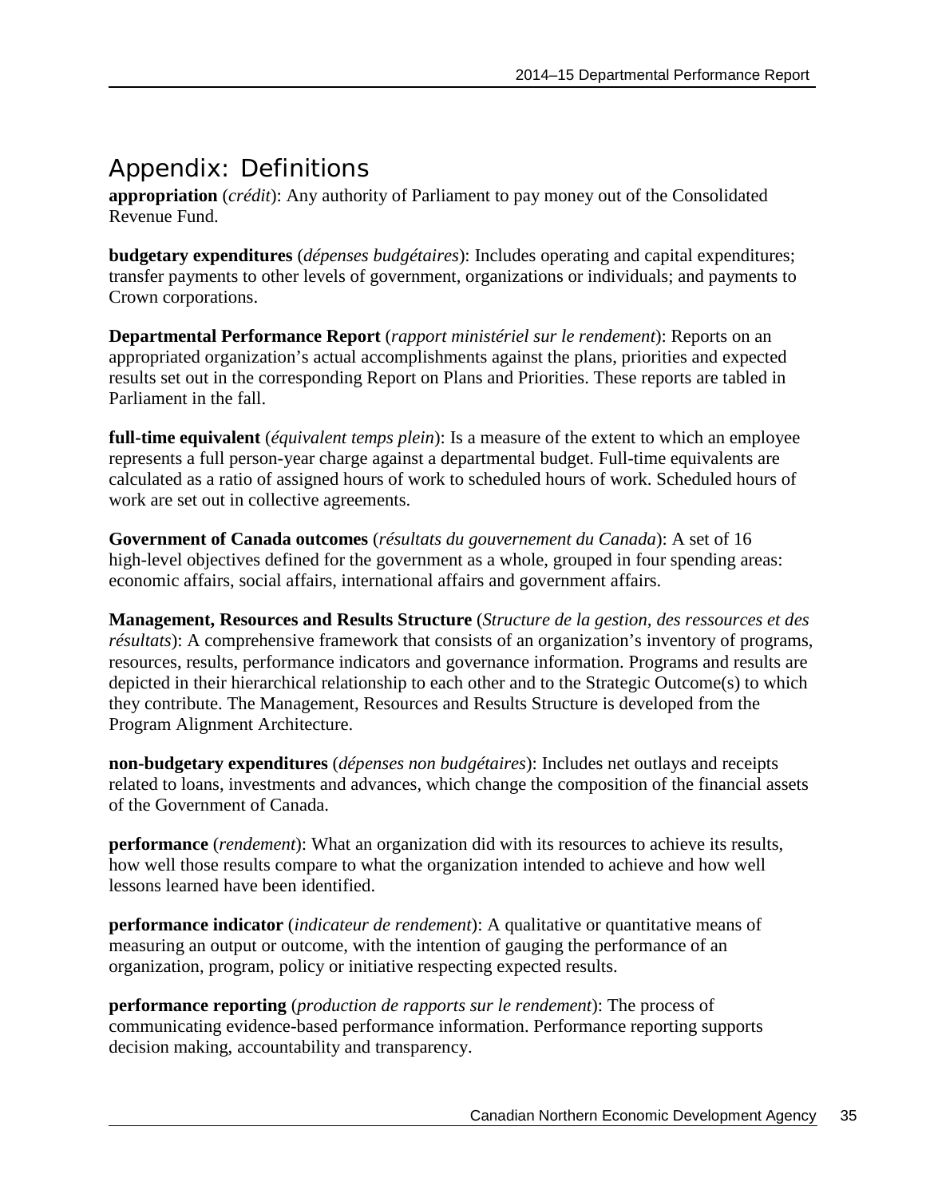# Appendix: Definitions

**appropriation** (*crédit*): Any authority of Parliament to pay money out of the Consolidated Revenue Fund.

**budgetary expenditures** (*dépenses budgétaires*): Includes operating and capital expenditures; transfer payments to other levels of government, organizations or individuals; and payments to Crown corporations.

**Departmental Performance Report** (*rapport ministériel sur le rendement*): Reports on an appropriated organization's actual accomplishments against the plans, priorities and expected results set out in the corresponding Report on Plans and Priorities. These reports are tabled in Parliament in the fall.

**full-time equivalent** (*équivalent temps plein*): Is a measure of the extent to which an employee represents a full person-year charge against a departmental budget. Full-time equivalents are calculated as a ratio of assigned hours of work to scheduled hours of work. Scheduled hours of work are set out in collective agreements.

**Government of Canada outcomes** (*résultats du gouvernement du Canada*): A set of 16 high-level objectives defined for the government as a whole, grouped in four spending areas: economic affairs, social affairs, international affairs and government affairs.

**Management, Resources and Results Structure** (*Structure de la gestion, des ressources et des résultats*): A comprehensive framework that consists of an organization's inventory of programs, resources, results, performance indicators and governance information. Programs and results are depicted in their hierarchical relationship to each other and to the Strategic Outcome(s) to which they contribute. The Management, Resources and Results Structure is developed from the Program Alignment Architecture.

**non-budgetary expenditures** (*dépenses non budgétaires*): Includes net outlays and receipts related to loans, investments and advances, which change the composition of the financial assets of the Government of Canada.

**performance** (*rendement*): What an organization did with its resources to achieve its results, how well those results compare to what the organization intended to achieve and how well lessons learned have been identified.

**performance indicator** (*indicateur de rendement*): A qualitative or quantitative means of measuring an output or outcome, with the intention of gauging the performance of an organization, program, policy or initiative respecting expected results.

**performance reporting** (*production de rapports sur le rendement*): The process of communicating evidence-based performance information. Performance reporting supports decision making, accountability and transparency.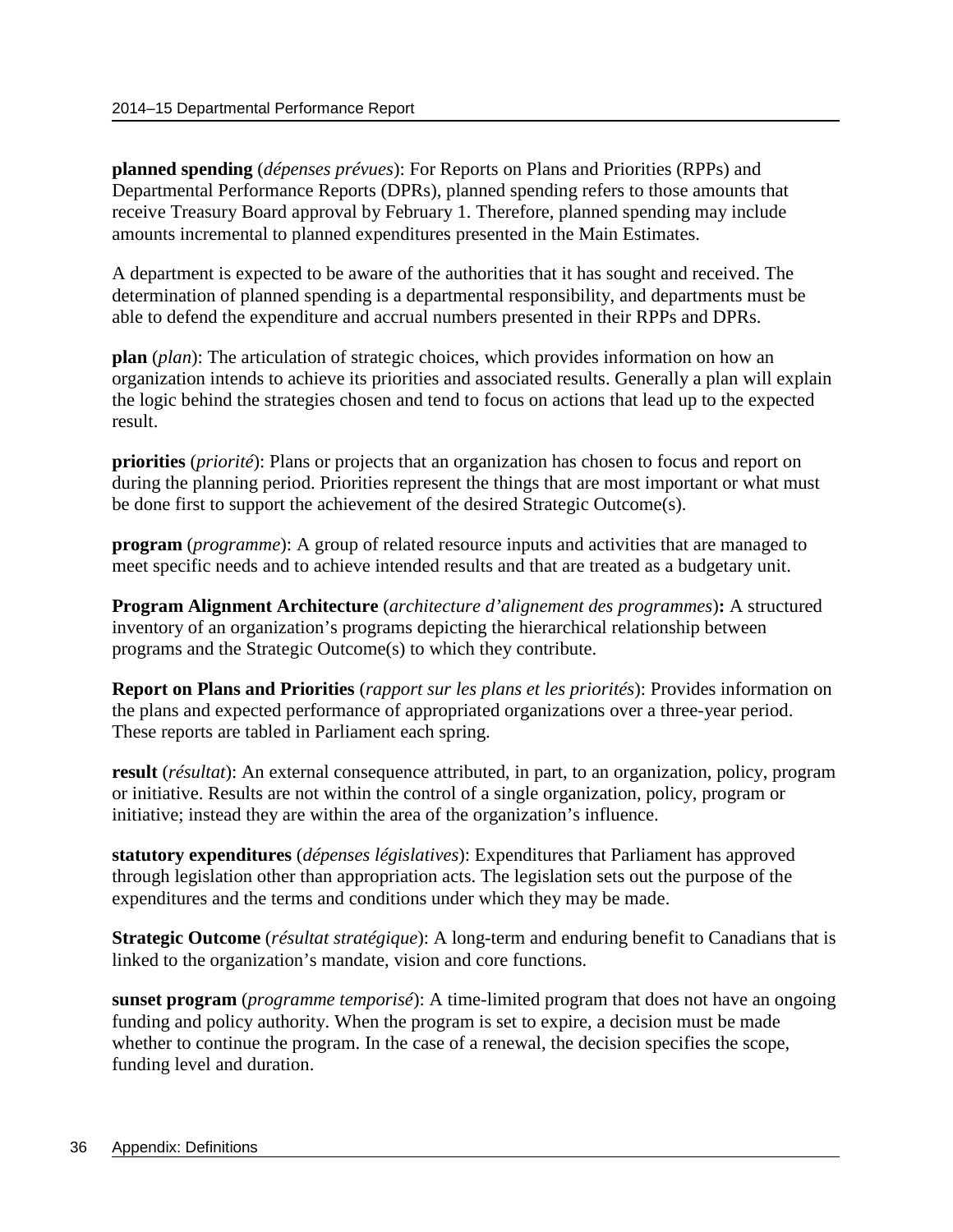**planned spending** (*dépenses prévues*): For Reports on Plans and Priorities (RPPs) and Departmental Performance Reports (DPRs), planned spending refers to those amounts that receive Treasury Board approval by February 1. Therefore, planned spending may include amounts incremental to planned expenditures presented in the Main Estimates.

A department is expected to be aware of the authorities that it has sought and received. The determination of planned spending is a departmental responsibility, and departments must be able to defend the expenditure and accrual numbers presented in their RPPs and DPRs.

**plan** (*plan*): The articulation of strategic choices, which provides information on how an organization intends to achieve its priorities and associated results. Generally a plan will explain the logic behind the strategies chosen and tend to focus on actions that lead up to the expected result.

**priorities** (*priorité*): Plans or projects that an organization has chosen to focus and report on during the planning period. Priorities represent the things that are most important or what must be done first to support the achievement of the desired Strategic Outcome(s).

**program** (*programme*): A group of related resource inputs and activities that are managed to meet specific needs and to achieve intended results and that are treated as a budgetary unit.

**Program Alignment Architecture** (*architecture d'alignement des programmes*)**:** A structured inventory of an organization's programs depicting the hierarchical relationship between programs and the Strategic Outcome(s) to which they contribute.

**Report on Plans and Priorities** (*rapport sur les plans et les priorités*): Provides information on the plans and expected performance of appropriated organizations over a three-year period. These reports are tabled in Parliament each spring.

**result** (*résultat*): An external consequence attributed, in part, to an organization, policy, program or initiative. Results are not within the control of a single organization, policy, program or initiative; instead they are within the area of the organization's influence.

**statutory expenditures** (*dépenses législatives*): Expenditures that Parliament has approved through legislation other than appropriation acts. The legislation sets out the purpose of the expenditures and the terms and conditions under which they may be made.

**Strategic Outcome** (*résultat stratégique*): A long-term and enduring benefit to Canadians that is linked to the organization's mandate, vision and core functions.

**sunset program** (*programme temporisé*): A time-limited program that does not have an ongoing funding and policy authority. When the program is set to expire, a decision must be made whether to continue the program. In the case of a renewal, the decision specifies the scope, funding level and duration.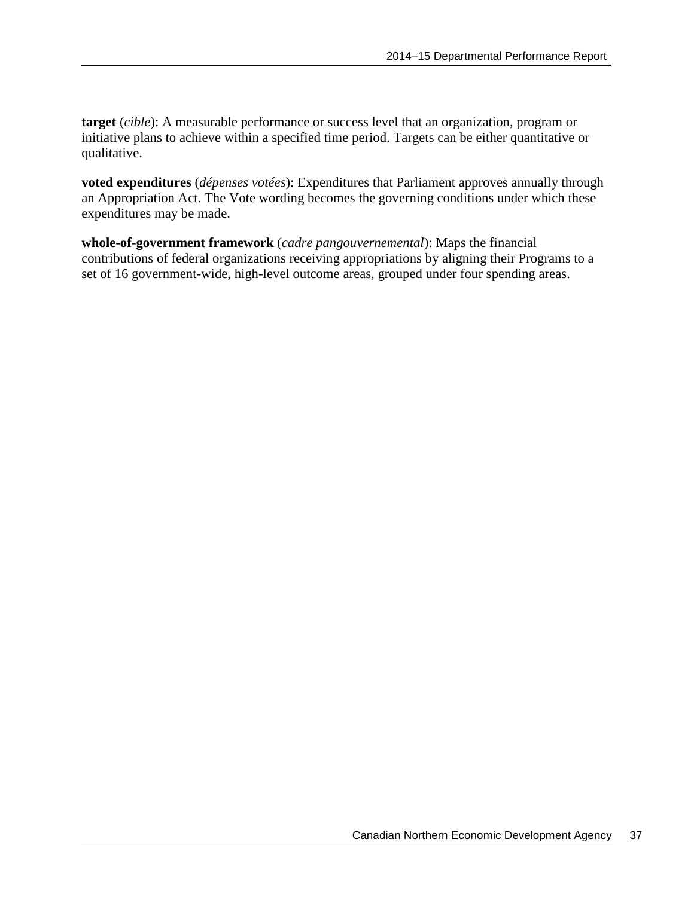**target** (*cible*): A measurable performance or success level that an organization, program or initiative plans to achieve within a specified time period. Targets can be either quantitative or qualitative.

**voted expenditures** (*dépenses votées*): Expenditures that Parliament approves annually through an Appropriation Act. The Vote wording becomes the governing conditions under which these expenditures may be made.

**whole-of-government framework** (*cadre pangouvernemental*): Maps the financial contributions of federal organizations receiving appropriations by aligning their Programs to a set of 16 government-wide, high-level outcome areas, grouped under four spending areas.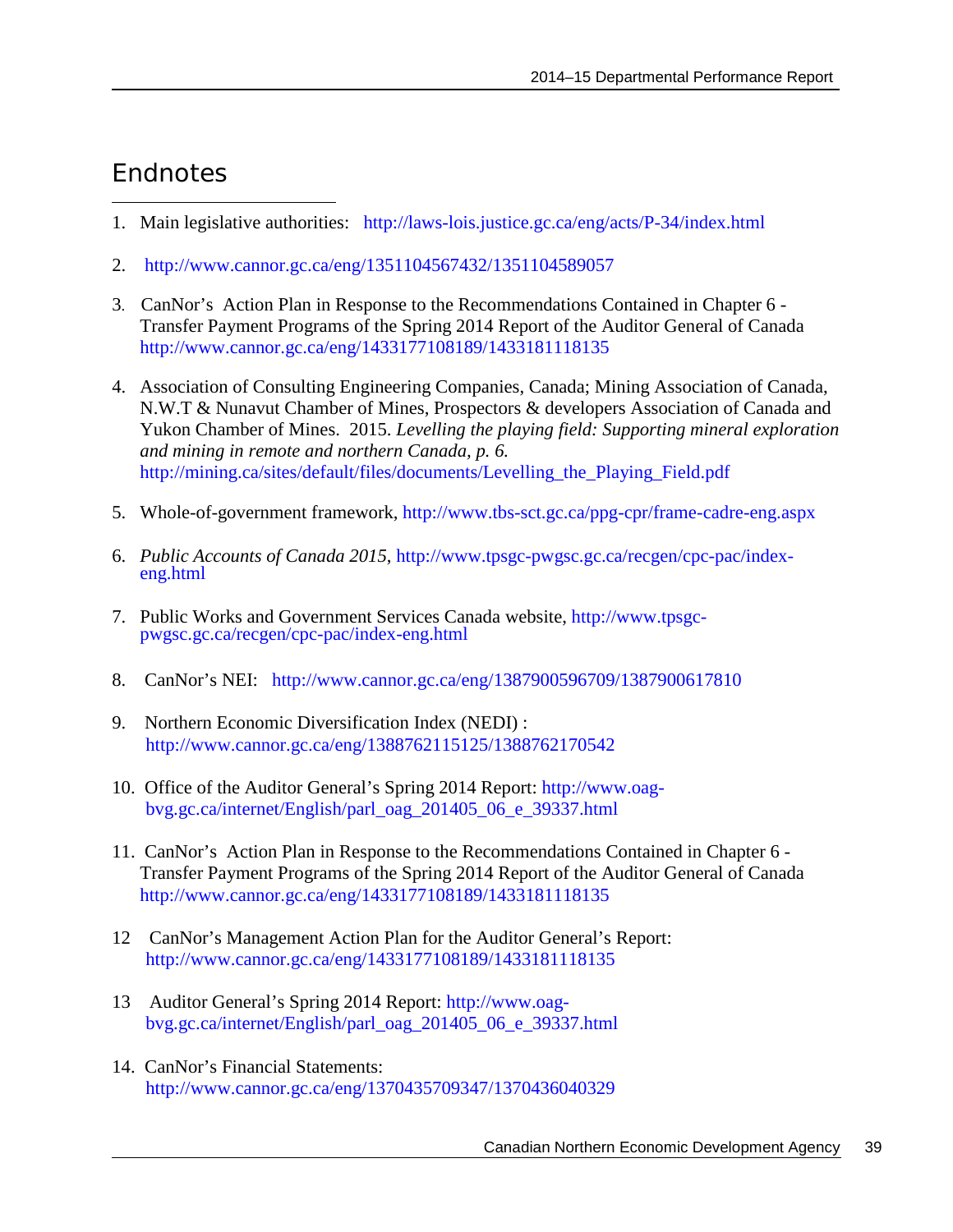## Endnotes

1. Main legislative authorities: http://laws-lois.justice.gc.ca/eng/acts/P-34/index.html

2. http://www.cannor.gc.ca/eng/1351104567432/1351104589057

3. CanNor's Action Plan in Response to the Recommendations Contained in Chapter 6 - Transfer Payment Programs of the Spring 2014 Report of the Auditor General of Canada http://www.cannor.gc.ca/eng/1433177108189/1433181118135

4. Association of Consulting Engineering Companies, Canada; Mining Association of Canada, N.W.T & Nunavut Chamber of Mines, Prospectors & developers Association of Canada and Yukon Chamber of Mines. 2015. *Levelling the playing field: Supporting mineral exploration and mining in remote and northern Canada, p. 6.* http://mining.ca/sites/default/files/documents/Levelling_the_Playing_Field.pdf

5. Whole-of-government framework, http://www.tbs-sct.gc.ca/ppg-cpr/frame-cadre-eng.aspx

6. *Public Accounts of Canada 2015*, http://www.tpsgc-pwgsc.gc.ca/recgen/cpc-pac/index-eng.html

7. Public Works and Government Services Canada website, http://www.tpsgc-pwgsc.gc.ca/recgen/cpc-pac/index-eng.html

8. CanNor's NEI: http://www.cannor.gc.ca/eng/1387900596709/1387900617810

9. Northern Economic Diversification Index (NEDI) : http://www.cannor.gc.ca/eng/1388762115125/1388762170542

10. Office of the Auditor General's Spring 2014 Report: http://www.oag-bvg.gc.ca/internet/English/parl_oag_201405_06_e_39337.html

11. CanNor's Action Plan in Response to the Recommendations Contained in Chapter 6 - Transfer Payment Programs of the Spring 2014 Report of the Auditor General of Canada http://www.cannor.gc.ca/eng/1433177108189/1433181118135

12 CanNor's Management Action Plan for the Auditor General's Report: http://www.cannor.gc.ca/eng/1433177108189/1433181118135

13 Auditor General's Spring 2014 Report: http://www.oag-bvg.gc.ca/internet/English/parl_oag_201405_06_e_39337.html

14. CanNor's Financial Statements: http://www.cannor.gc.ca/eng/1370435709347/1370436040329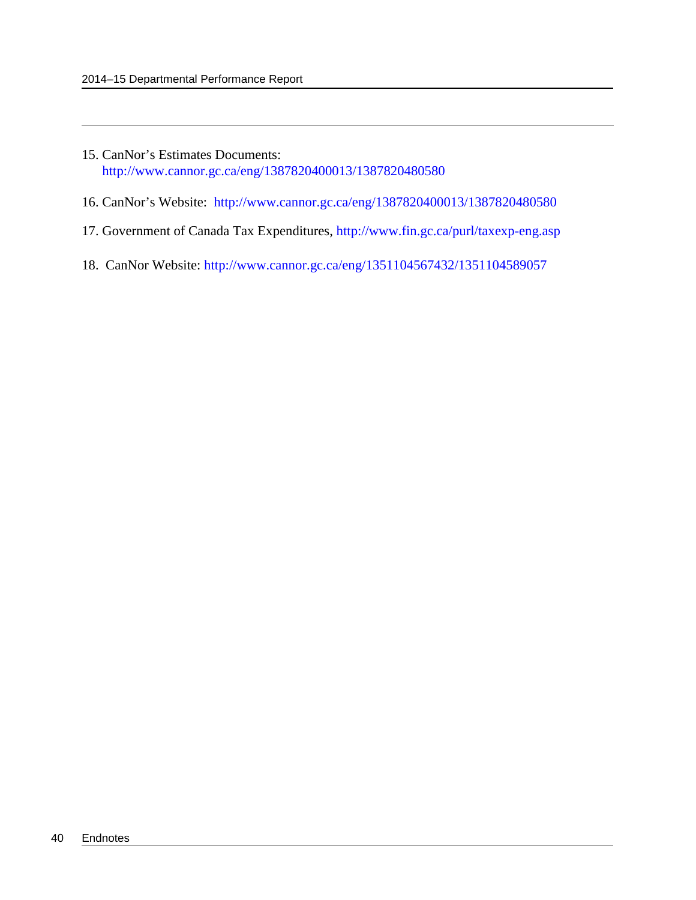15. CanNor’s Estimates Documents: http://www.cannor.gc.ca/eng/1387820400013/1387820480580

16. CanNor’s Website: http://www.cannor.gc.ca/eng/1387820400013/1387820480580

17. Government of Canada Tax Expenditures, http://www.fin.gc.ca/purl/taxexp-eng.asp

18. CanNor Website: http://www.cannor.gc.ca/eng/1351104567432/1351104589057